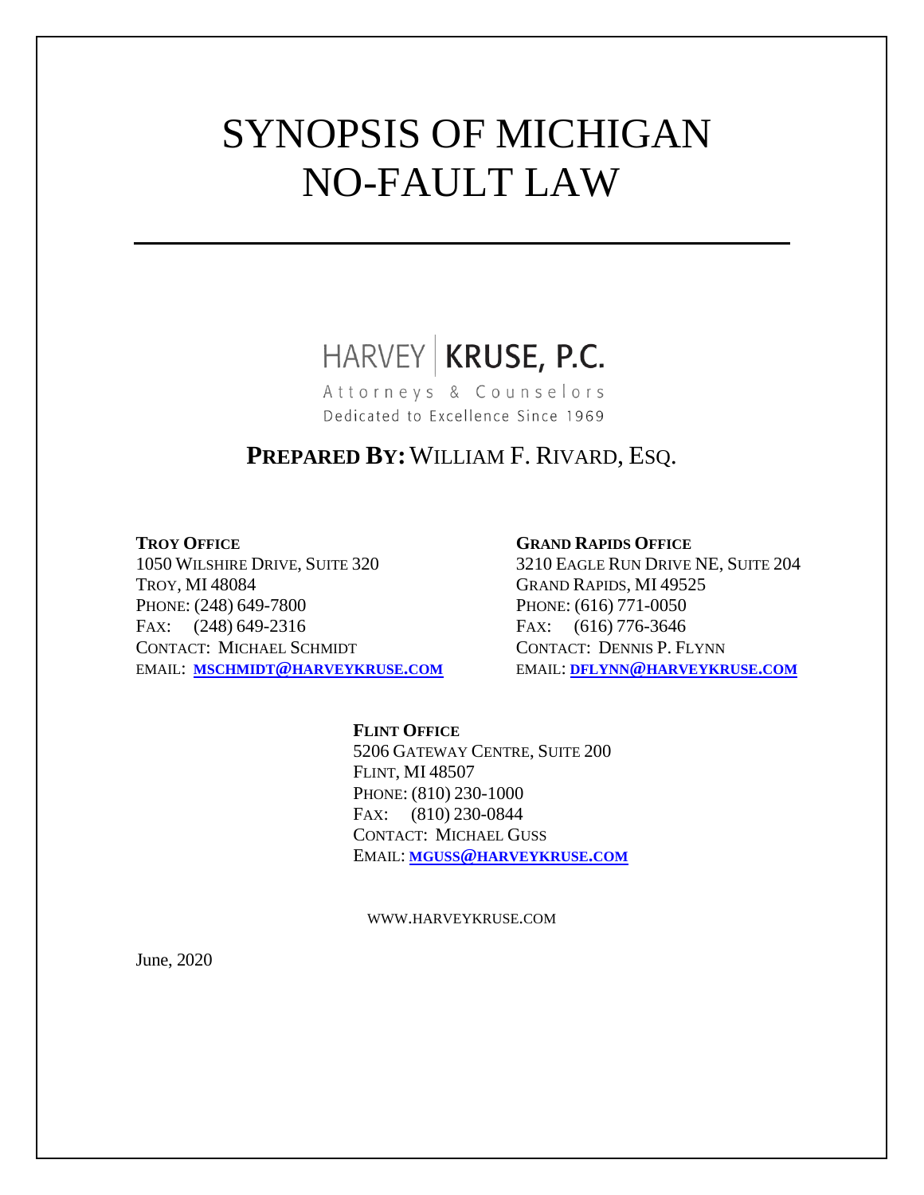# SYNOPSIS OF MICHIGAN NO-FAULT LAW

HARVEY | **KRUSE, P.C.**

Attorneys & Counselors

Dedicated to Excellence Since 1969

## **PREPARED BY:** WILLIAM F. RIVARD, ESQ.

**TROY OFFICE**
1050 WILSHIRE DRIVE, SUITE 320
TROY, MI 48084
PHONE: (248) 649-7800
FAX: (248) 649-2316
CONTACT: MICHAEL SCHMIDT
EMAIL: **MSCHMIDT@HARVEYKRUSE.COM**

**GRAND RAPIDS OFFICE**
3210 EAGLE RUN DRIVE NE, SUITE 204
GRAND RAPIDS, MI 49525
PHONE: (616) 771-0050
FAX: (616) 776-3646
CONTACT: DENNIS P. FLYNN
EMAIL: **DFLYNN@HARVEYKRUSE.COM**

**FLINT OFFICE**
5206 GATEWAY CENTRE, SUITE 200
FLINT, MI 48507
PHONE: (810) 230-1000
FAX: (810) 230-0844
CONTACT: MICHAEL GUSS
EMAIL: **MGUSS@HARVEYKRUSE.COM**

WWW.HARVEYKRUSE.COM

June, 2020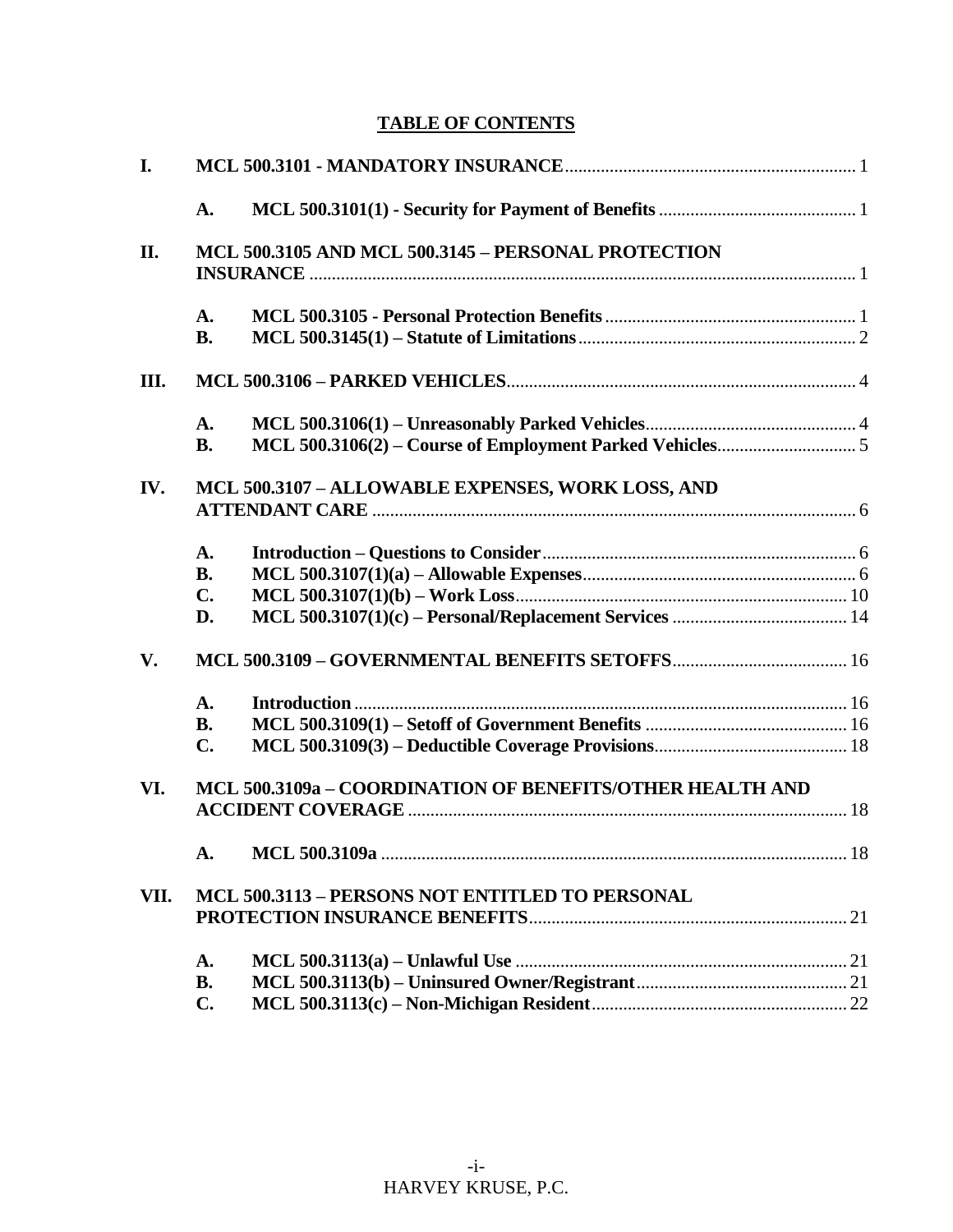# TABLE OF CONTENTS

- **I. MCL 500.3101 - MANDATORY INSURANCE** .......... 1
  - **A. MCL 500.3101(1) - Security for Payment of Benefits** .......... 1
- **II. MCL 500.3105 AND MCL 500.3145 – PERSONAL PROTECTION INSURANCE** .......... 1
  - **A. MCL 500.3105 - Personal Protection Benefits** .......... 1
  - **B. MCL 500.3145(1) – Statute of Limitations** .......... 2
- **III. MCL 500.3106 – PARKED VEHICLES** .......... 4
  - **A. MCL 500.3106(1) – Unreasonably Parked Vehicles** .......... 4
  - **B. MCL 500.3106(2) – Course of Employment Parked Vehicles** .......... 5
- **IV. MCL 500.3107 – ALLOWABLE EXPENSES, WORK LOSS, AND ATTENDANT CARE** .......... 6
  - **A. Introduction – Questions to Consider** .......... 6
  - **B. MCL 500.3107(1)(a) – Allowable Expenses** .......... 6
  - **C. MCL 500.3107(1)(b) – Work Loss** .......... 10
  - **D. MCL 500.3107(1)(c) – Personal/Replacement Services** .......... 14
- **V. MCL 500.3109 – GOVERNMENTAL BENEFITS SETOFFS** .......... 16
  - **A. Introduction** .......... 16
  - **B. MCL 500.3109(1) – Setoff of Government Benefits** .......... 16
  - **C. MCL 500.3109(3) – Deductible Coverage Provisions** .......... 18
- **VI. MCL 500.3109a – COORDINATION OF BENEFITS/OTHER HEALTH AND ACCIDENT COVERAGE** .......... 18
  - **A. MCL 500.3109a** .......... 18
- **VII. MCL 500.3113 – PERSONS NOT ENTITLED TO PERSONAL PROTECTION INSURANCE BENEFITS** .......... 21
  - **A. MCL 500.3113(a) – Unlawful Use** .......... 21
  - **B. MCL 500.3113(b) – Uninsured Owner/Registrant** .......... 21
  - **C. MCL 500.3113(c) – Non-Michigan Resident** .......... 22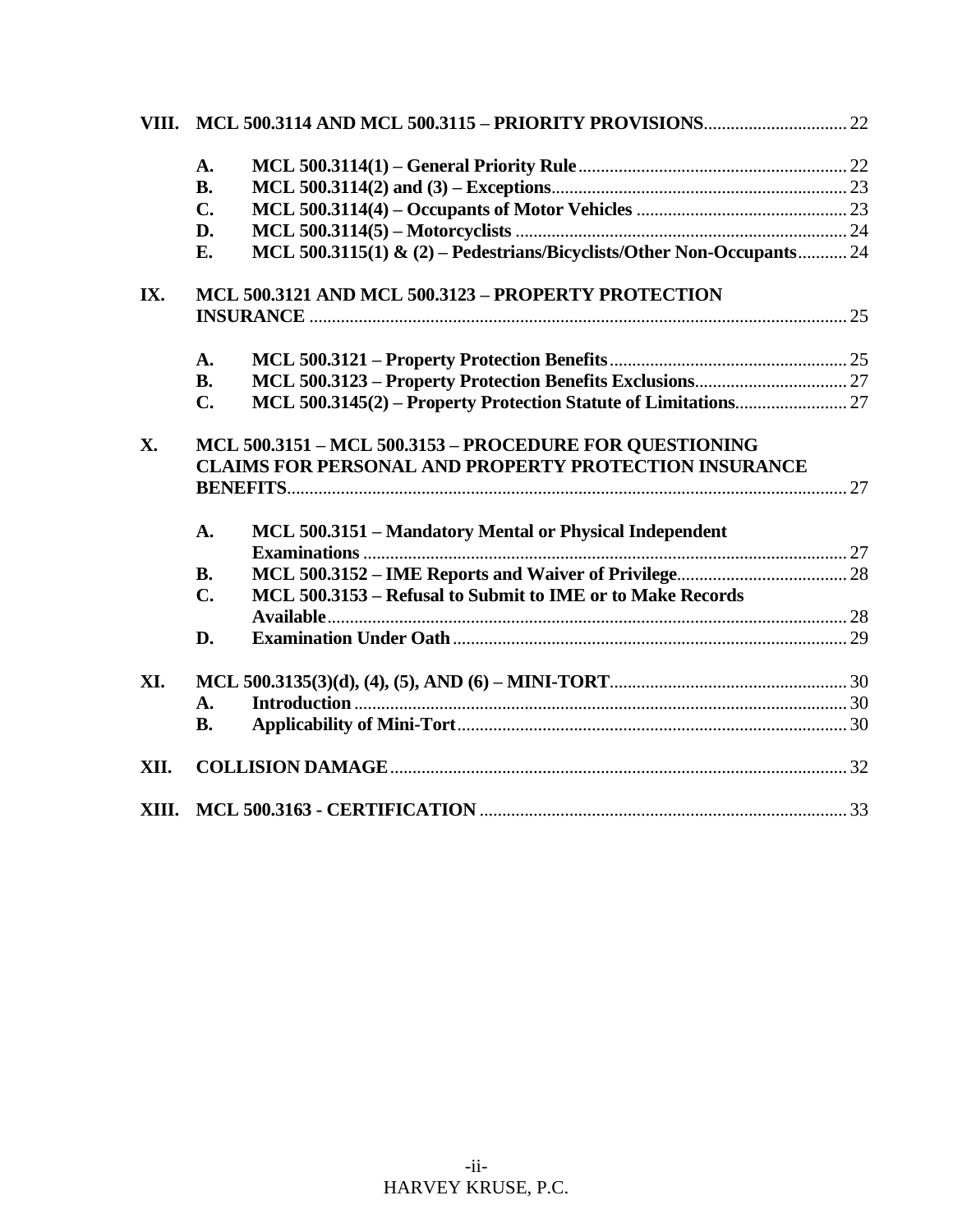| | | | |
|---|---|---|---|
| **VIII.** | **MCL 500.3114 AND MCL 500.3115 – PRIORITY PROVISIONS** | | 22 |
| | **A.** | **MCL 500.3114(1) – General Priority Rule** | 22 |
| | **B.** | **MCL 500.3114(2) and (3) – Exceptions** | 23 |
| | **C.** | **MCL 500.3114(4) – Occupants of Motor Vehicles** | 23 |
| | **D.** | **MCL 500.3114(5) – Motorcyclists** | 24 |
| | **E.** | **MCL 500.3115(1) & (2) – Pedestrians/Bicyclists/Other Non-Occupants** | 24 |
| **IX.** | **MCL 500.3121 AND MCL 500.3123 – PROPERTY PROTECTION INSURANCE** | | 25 |
| | **A.** | **MCL 500.3121 – Property Protection Benefits** | 25 |
| | **B.** | **MCL 500.3123 – Property Protection Benefits Exclusions** | 27 |
| | **C.** | **MCL 500.3145(2) – Property Protection Statute of Limitations** | 27 |
| **X.** | **MCL 500.3151 – MCL 500.3153 – PROCEDURE FOR QUESTIONING CLAIMS FOR PERSONAL AND PROPERTY PROTECTION INSURANCE BENEFITS** | | 27 |
| | **A.** | **MCL 500.3151 – Mandatory Mental or Physical Independent Examinations** | 27 |
| | **B.** | **MCL 500.3152 – IME Reports and Waiver of Privilege** | 28 |
| | **C.** | **MCL 500.3153 – Refusal to Submit to IME or to Make Records Available** | 28 |
| | **D.** | **Examination Under Oath** | 29 |
| **XI.** | **MCL 500.3135(3)(d), (4), (5), AND (6) – MINI-TORT** | | 30 |
| | **A.** | **Introduction** | 30 |
| | **B.** | **Applicability of Mini-Tort** | 30 |
| **XII.** | **COLLISION DAMAGE** | | 32 |
| **XIII.** | **MCL 500.3163 - CERTIFICATION** | | 33 |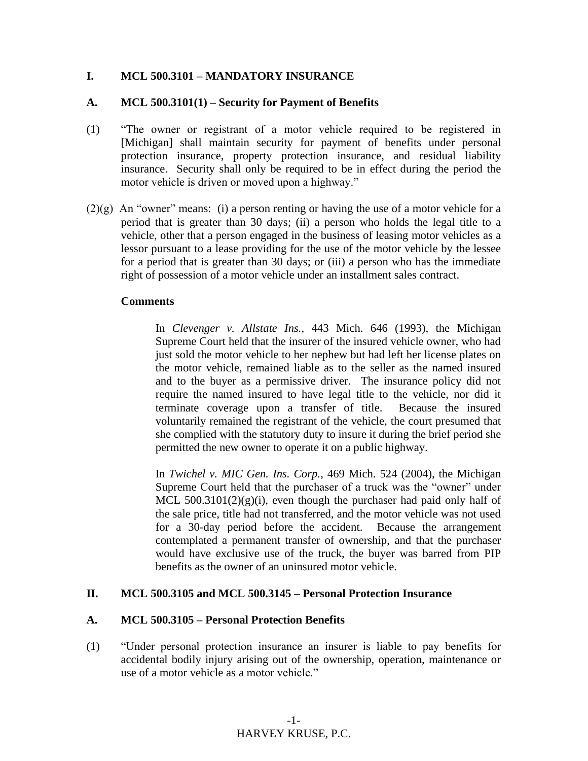## I. MCL 500.3101 – MANDATORY INSURANCE

### A. MCL 500.3101(1) – Security for Payment of Benefits

(1) "The owner or registrant of a motor vehicle required to be registered in [Michigan] shall maintain security for payment of benefits under personal protection insurance, property protection insurance, and residual liability insurance. Security shall only be required to be in effect during the period the motor vehicle is driven or moved upon a highway."

(2)(g) An "owner" means: (i) a person renting or having the use of a motor vehicle for a period that is greater than 30 days; (ii) a person who holds the legal title to a vehicle, other that a person engaged in the business of leasing motor vehicles as a lessor pursuant to a lease providing for the use of the motor vehicle by the lessee for a period that is greater than 30 days; or (iii) a person who has the immediate right of possession of a motor vehicle under an installment sales contract.

**Comments**

In *Clevenger v. Allstate Ins.*, 443 Mich. 646 (1993), the Michigan Supreme Court held that the insurer of the insured vehicle owner, who had just sold the motor vehicle to her nephew but had left her license plates on the motor vehicle, remained liable as to the seller as the named insured and to the buyer as a permissive driver. The insurance policy did not require the named insured to have legal title to the vehicle, nor did it terminate coverage upon a transfer of title. Because the insured voluntarily remained the registrant of the vehicle, the court presumed that she complied with the statutory duty to insure it during the brief period she permitted the new owner to operate it on a public highway.

In *Twichel v. MIC Gen. Ins. Corp.*, 469 Mich. 524 (2004), the Michigan Supreme Court held that the purchaser of a truck was the "owner" under MCL 500.3101(2)(g)(i), even though the purchaser had paid only half of the sale price, title had not transferred, and the motor vehicle was not used for a 30-day period before the accident. Because the arrangement contemplated a permanent transfer of ownership, and that the purchaser would have exclusive use of the truck, the buyer was barred from PIP benefits as the owner of an uninsured motor vehicle.

## II. MCL 500.3105 and MCL 500.3145 – Personal Protection Insurance

### A. MCL 500.3105 – Personal Protection Benefits

(1) "Under personal protection insurance an insurer is liable to pay benefits for accidental bodily injury arising out of the ownership, operation, maintenance or use of a motor vehicle as a motor vehicle."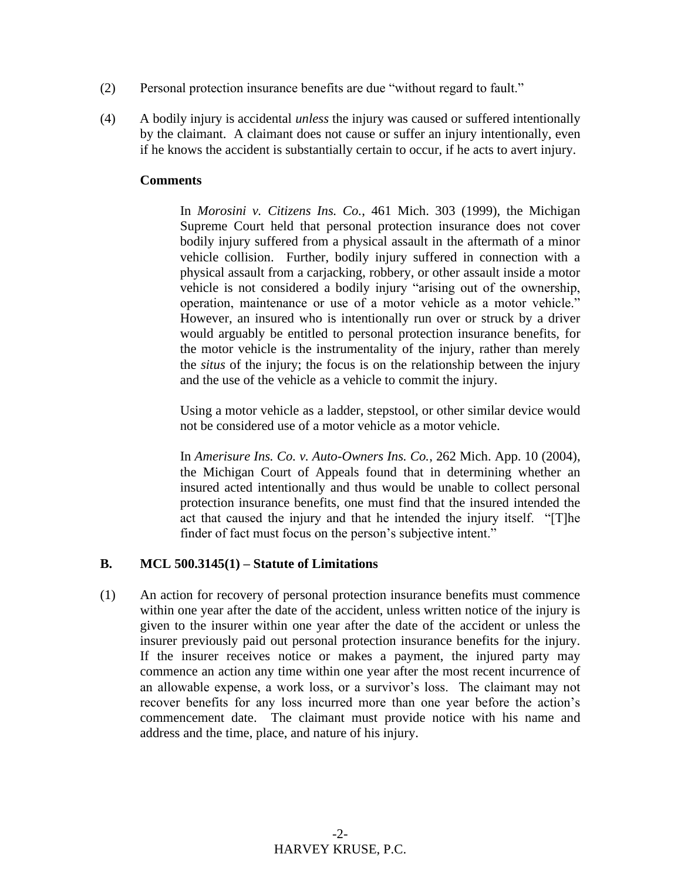(2) Personal protection insurance benefits are due "without regard to fault."

(4) A bodily injury is accidental *unless* the injury was caused or suffered intentionally by the claimant. A claimant does not cause or suffer an injury intentionally, even if he knows the accident is substantially certain to occur, if he acts to avert injury.

**Comments**

In *Morosini v. Citizens Ins. Co.*, 461 Mich. 303 (1999), the Michigan Supreme Court held that personal protection insurance does not cover bodily injury suffered from a physical assault in the aftermath of a minor vehicle collision. Further, bodily injury suffered in connection with a physical assault from a carjacking, robbery, or other assault inside a motor vehicle is not considered a bodily injury "arising out of the ownership, operation, maintenance or use of a motor vehicle as a motor vehicle." However, an insured who is intentionally run over or struck by a driver would arguably be entitled to personal protection insurance benefits, for the motor vehicle is the instrumentality of the injury, rather than merely the *situs* of the injury; the focus is on the relationship between the injury and the use of the vehicle as a vehicle to commit the injury.

Using a motor vehicle as a ladder, stepstool, or other similar device would not be considered use of a motor vehicle as a motor vehicle.

In *Amerisure Ins. Co. v. Auto-Owners Ins. Co.*, 262 Mich. App. 10 (2004), the Michigan Court of Appeals found that in determining whether an insured acted intentionally and thus would be unable to collect personal protection insurance benefits, one must find that the insured intended the act that caused the injury and that he intended the injury itself. "[T]he finder of fact must focus on the person's subjective intent."

## B. MCL 500.3145(1) – Statute of Limitations

(1) An action for recovery of personal protection insurance benefits must commence within one year after the date of the accident, unless written notice of the injury is given to the insurer within one year after the date of the accident or unless the insurer previously paid out personal protection insurance benefits for the injury. If the insurer receives notice or makes a payment, the injured party may commence an action any time within one year after the most recent incurrence of an allowable expense, a work loss, or a survivor's loss. The claimant may not recover benefits for any loss incurred more than one year before the action's commencement date. The claimant must provide notice with his name and address and the time, place, and nature of his injury.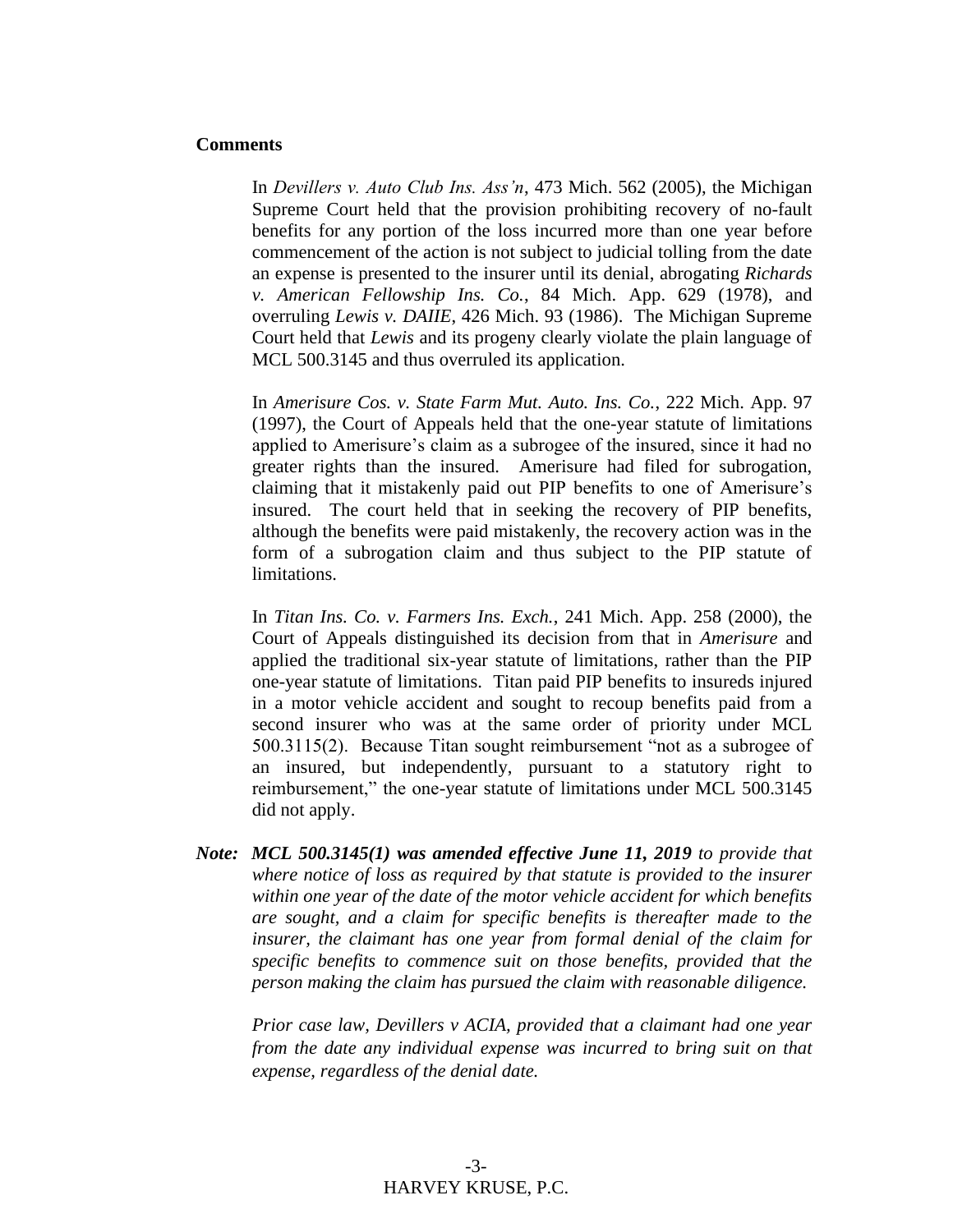**Comments**

In *Devillers v. Auto Club Ins. Ass'n*, 473 Mich. 562 (2005), the Michigan Supreme Court held that the provision prohibiting recovery of no-fault benefits for any portion of the loss incurred more than one year before commencement of the action is not subject to judicial tolling from the date an expense is presented to the insurer until its denial, abrogating *Richards v. American Fellowship Ins. Co.*, 84 Mich. App. 629 (1978), and overruling *Lewis v. DAIIE*, 426 Mich. 93 (1986). The Michigan Supreme Court held that *Lewis* and its progeny clearly violate the plain language of MCL 500.3145 and thus overruled its application.

In *Amerisure Cos. v. State Farm Mut. Auto. Ins. Co.*, 222 Mich. App. 97 (1997), the Court of Appeals held that the one-year statute of limitations applied to Amerisure's claim as a subrogee of the insured, since it had no greater rights than the insured. Amerisure had filed for subrogation, claiming that it mistakenly paid out PIP benefits to one of Amerisure's insured. The court held that in seeking the recovery of PIP benefits, although the benefits were paid mistakenly, the recovery action was in the form of a subrogation claim and thus subject to the PIP statute of limitations.

In *Titan Ins. Co. v. Farmers Ins. Exch.*, 241 Mich. App. 258 (2000), the Court of Appeals distinguished its decision from that in *Amerisure* and applied the traditional six-year statute of limitations, rather than the PIP one-year statute of limitations. Titan paid PIP benefits to insureds injured in a motor vehicle accident and sought to recoup benefits paid from a second insurer who was at the same order of priority under MCL 500.3115(2). Because Titan sought reimbursement "not as a subrogee of an insured, but independently, pursuant to a statutory right to reimbursement," the one-year statute of limitations under MCL 500.3145 did not apply.

***Note: MCL 500.3145(1) was amended effective June 11, 2019** to provide that where notice of loss as required by that statute is provided to the insurer within one year of the date of the motor vehicle accident for which benefits are sought, and a claim for specific benefits is thereafter made to the insurer, the claimant has one year from formal denial of the claim for specific benefits to commence suit on those benefits, provided that the person making the claim has pursued the claim with reasonable diligence.*

*Prior case law, Devillers v ACIA, provided that a claimant had one year from the date any individual expense was incurred to bring suit on that expense, regardless of the denial date.*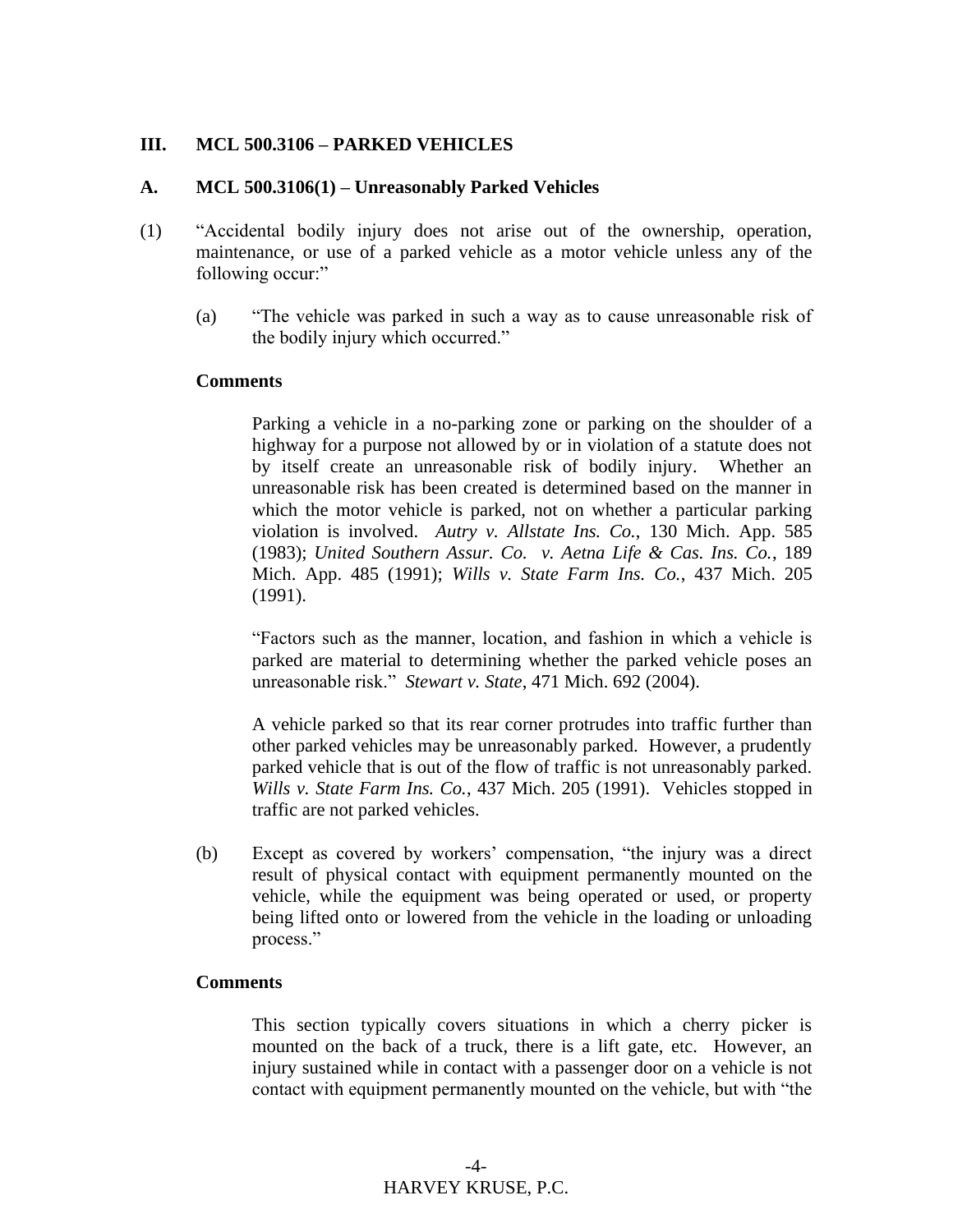## III. MCL 500.3106 – PARKED VEHICLES

### A. MCL 500.3106(1) – Unreasonably Parked Vehicles

(1) "Accidental bodily injury does not arise out of the ownership, operation, maintenance, or use of a parked vehicle as a motor vehicle unless any of the following occur:"

(a) "The vehicle was parked in such a way as to cause unreasonable risk of the bodily injury which occurred."

**Comments**

Parking a vehicle in a no-parking zone or parking on the shoulder of a highway for a purpose not allowed by or in violation of a statute does not by itself create an unreasonable risk of bodily injury. Whether an unreasonable risk has been created is determined based on the manner in which the motor vehicle is parked, not on whether a particular parking violation is involved. *Autry v. Allstate Ins. Co.*, 130 Mich. App. 585 (1983); *United Southern Assur. Co. v. Aetna Life & Cas. Ins. Co.*, 189 Mich. App. 485 (1991); *Wills v. State Farm Ins. Co.*, 437 Mich. 205 (1991).

"Factors such as the manner, location, and fashion in which a vehicle is parked are material to determining whether the parked vehicle poses an unreasonable risk." *Stewart v. State*, 471 Mich. 692 (2004).

A vehicle parked so that its rear corner protrudes into traffic further than other parked vehicles may be unreasonably parked. However, a prudently parked vehicle that is out of the flow of traffic is not unreasonably parked. *Wills v. State Farm Ins. Co.*, 437 Mich. 205 (1991). Vehicles stopped in traffic are not parked vehicles.

(b) Except as covered by workers' compensation, "the injury was a direct result of physical contact with equipment permanently mounted on the vehicle, while the equipment was being operated or used, or property being lifted onto or lowered from the vehicle in the loading or unloading process."

**Comments**

This section typically covers situations in which a cherry picker is mounted on the back of a truck, there is a lift gate, etc. However, an injury sustained while in contact with a passenger door on a vehicle is not contact with equipment permanently mounted on the vehicle, but with "the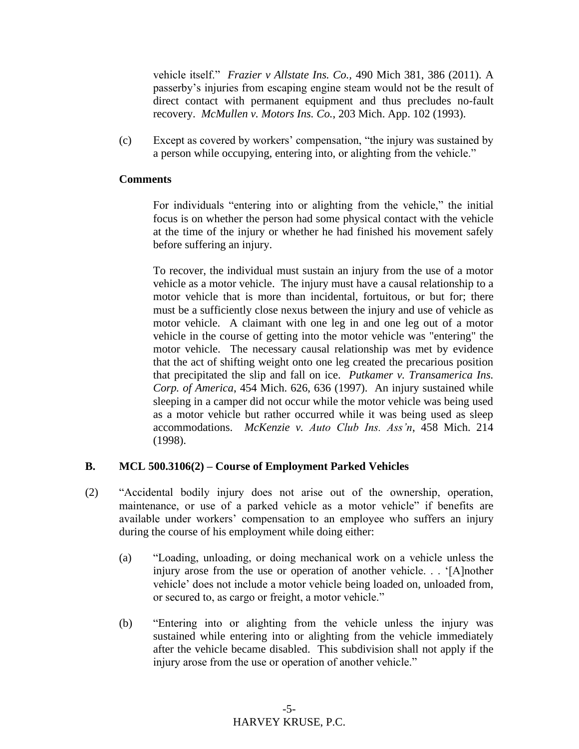vehicle itself." *Frazier v Allstate Ins. Co.,* 490 Mich 381, 386 (2011). A passerby's injuries from escaping engine steam would not be the result of direct contact with permanent equipment and thus precludes no-fault recovery. *McMullen v. Motors Ins. Co.*, 203 Mich. App. 102 (1993).

(c) Except as covered by workers' compensation, "the injury was sustained by a person while occupying, entering into, or alighting from the vehicle."

**Comments**

For individuals "entering into or alighting from the vehicle," the initial focus is on whether the person had some physical contact with the vehicle at the time of the injury or whether he had finished his movement safely before suffering an injury.

To recover, the individual must sustain an injury from the use of a motor vehicle as a motor vehicle. The injury must have a causal relationship to a motor vehicle that is more than incidental, fortuitous, or but for; there must be a sufficiently close nexus between the injury and use of vehicle as motor vehicle. A claimant with one leg in and one leg out of a motor vehicle in the course of getting into the motor vehicle was "entering" the motor vehicle. The necessary causal relationship was met by evidence that the act of shifting weight onto one leg created the precarious position that precipitated the slip and fall on ice. *Putkamer v. Transamerica Ins. Corp. of America,* 454 Mich. 626, 636 (1997). An injury sustained while sleeping in a camper did not occur while the motor vehicle was being used as a motor vehicle but rather occurred while it was being used as sleep accommodations. *McKenzie v. Auto Club Ins. Ass'n*, 458 Mich. 214 (1998).

## B. MCL 500.3106(2) – Course of Employment Parked Vehicles

(2) "Accidental bodily injury does not arise out of the ownership, operation, maintenance, or use of a parked vehicle as a motor vehicle" if benefits are available under workers' compensation to an employee who suffers an injury during the course of his employment while doing either:

(a) "Loading, unloading, or doing mechanical work on a vehicle unless the injury arose from the use or operation of another vehicle. . . '[A]nother vehicle' does not include a motor vehicle being loaded on, unloaded from, or secured to, as cargo or freight, a motor vehicle."

(b) "Entering into or alighting from the vehicle unless the injury was sustained while entering into or alighting from the vehicle immediately after the vehicle became disabled. This subdivision shall not apply if the injury arose from the use or operation of another vehicle."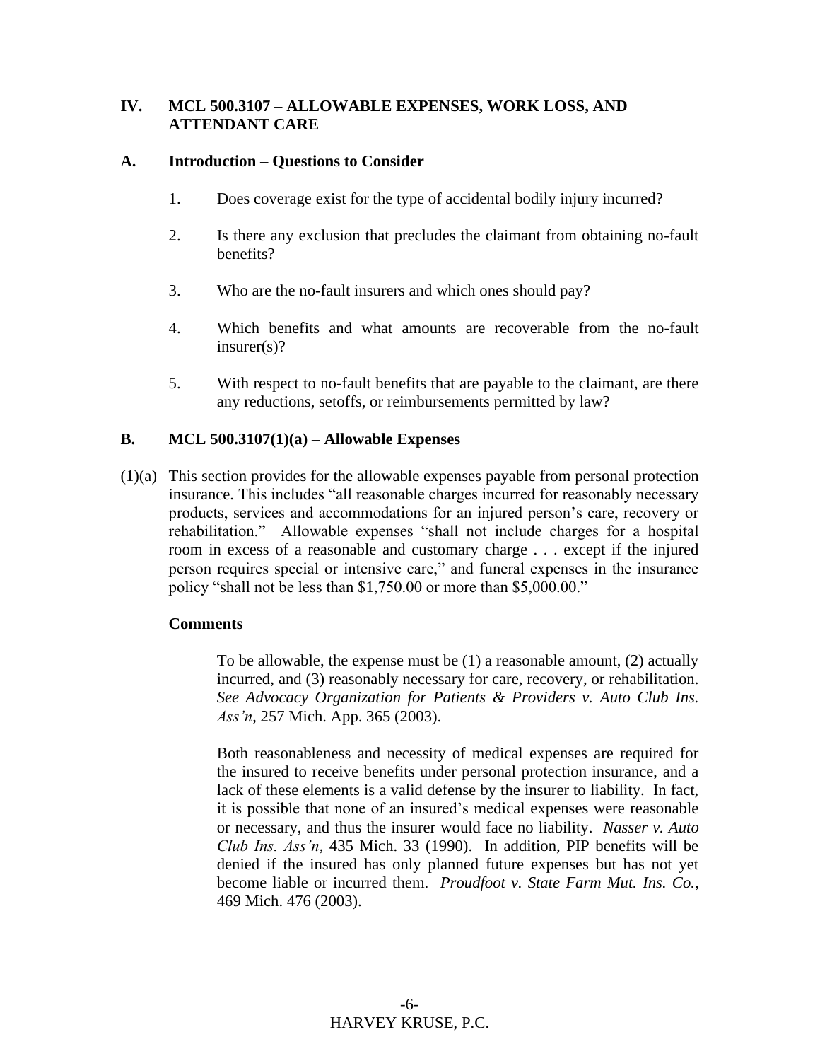## IV. MCL 500.3107 – ALLOWABLE EXPENSES, WORK LOSS, AND ATTENDANT CARE

### A. Introduction – Questions to Consider

1. Does coverage exist for the type of accidental bodily injury incurred?

2. Is there any exclusion that precludes the claimant from obtaining no-fault benefits?

3. Who are the no-fault insurers and which ones should pay?

4. Which benefits and what amounts are recoverable from the no-fault insurer(s)?

5. With respect to no-fault benefits that are payable to the claimant, are there any reductions, setoffs, or reimbursements permitted by law?

### B. MCL 500.3107(1)(a) – Allowable Expenses

(1)(a) This section provides for the allowable expenses payable from personal protection insurance. This includes "all reasonable charges incurred for reasonably necessary products, services and accommodations for an injured person's care, recovery or rehabilitation." Allowable expenses "shall not include charges for a hospital room in excess of a reasonable and customary charge . . . except if the injured person requires special or intensive care," and funeral expenses in the insurance policy "shall not be less than $1,750.00 or more than $5,000.00."

**Comments**

To be allowable, the expense must be (1) a reasonable amount, (2) actually incurred, and (3) reasonably necessary for care, recovery, or rehabilitation. *See Advocacy Organization for Patients & Providers v. Auto Club Ins. Ass'n*, 257 Mich. App. 365 (2003).

Both reasonableness and necessity of medical expenses are required for the insured to receive benefits under personal protection insurance, and a lack of these elements is a valid defense by the insurer to liability. In fact, it is possible that none of an insured's medical expenses were reasonable or necessary, and thus the insurer would face no liability. *Nasser v. Auto Club Ins. Ass'n*, 435 Mich. 33 (1990). In addition, PIP benefits will be denied if the insured has only planned future expenses but has not yet become liable or incurred them. *Proudfoot v. State Farm Mut. Ins. Co.*, 469 Mich. 476 (2003).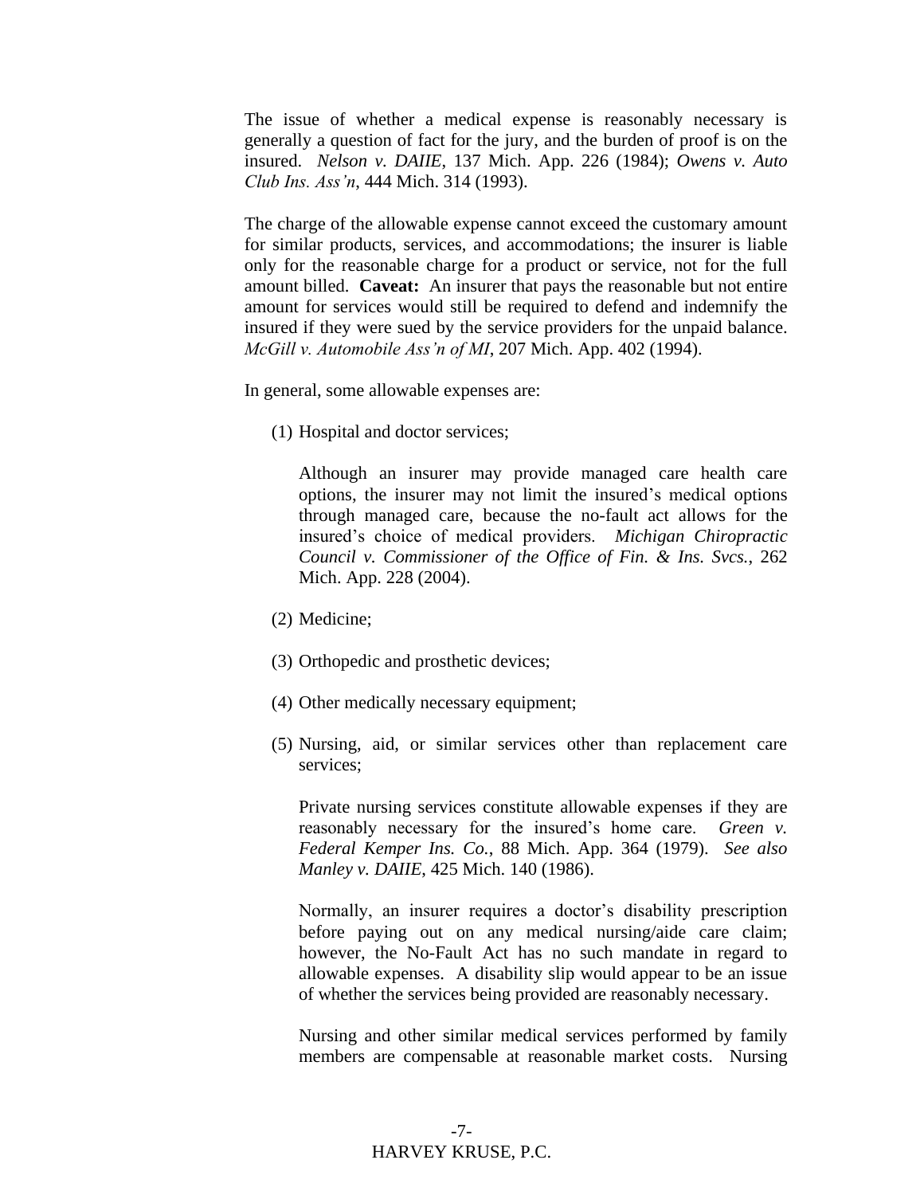The issue of whether a medical expense is reasonably necessary is generally a question of fact for the jury, and the burden of proof is on the insured. *Nelson v. DAIIE*, 137 Mich. App. 226 (1984); *Owens v. Auto Club Ins. Ass'n*, 444 Mich. 314 (1993).

The charge of the allowable expense cannot exceed the customary amount for similar products, services, and accommodations; the insurer is liable only for the reasonable charge for a product or service, not for the full amount billed. **Caveat:** An insurer that pays the reasonable but not entire amount for services would still be required to defend and indemnify the insured if they were sued by the service providers for the unpaid balance. *McGill v. Automobile Ass'n of MI*, 207 Mich. App. 402 (1994).

In general, some allowable expenses are:

(1) Hospital and doctor services;

   Although an insurer may provide managed care health care options, the insurer may not limit the insured's medical options through managed care, because the no-fault act allows for the insured's choice of medical providers. *Michigan Chiropractic Council v. Commissioner of the Office of Fin. & Ins. Svcs.*, 262 Mich. App. 228 (2004).

(2) Medicine;

(3) Orthopedic and prosthetic devices;

(4) Other medically necessary equipment;

(5) Nursing, aid, or similar services other than replacement care services;

   Private nursing services constitute allowable expenses if they are reasonably necessary for the insured's home care. *Green v. Federal Kemper Ins. Co.*, 88 Mich. App. 364 (1979). *See also Manley v. DAIIE*, 425 Mich. 140 (1986).

   Normally, an insurer requires a doctor's disability prescription before paying out on any medical nursing/aide care claim; however, the No-Fault Act has no such mandate in regard to allowable expenses. A disability slip would appear to be an issue of whether the services being provided are reasonably necessary.

   Nursing and other similar medical services performed by family members are compensable at reasonable market costs. Nursing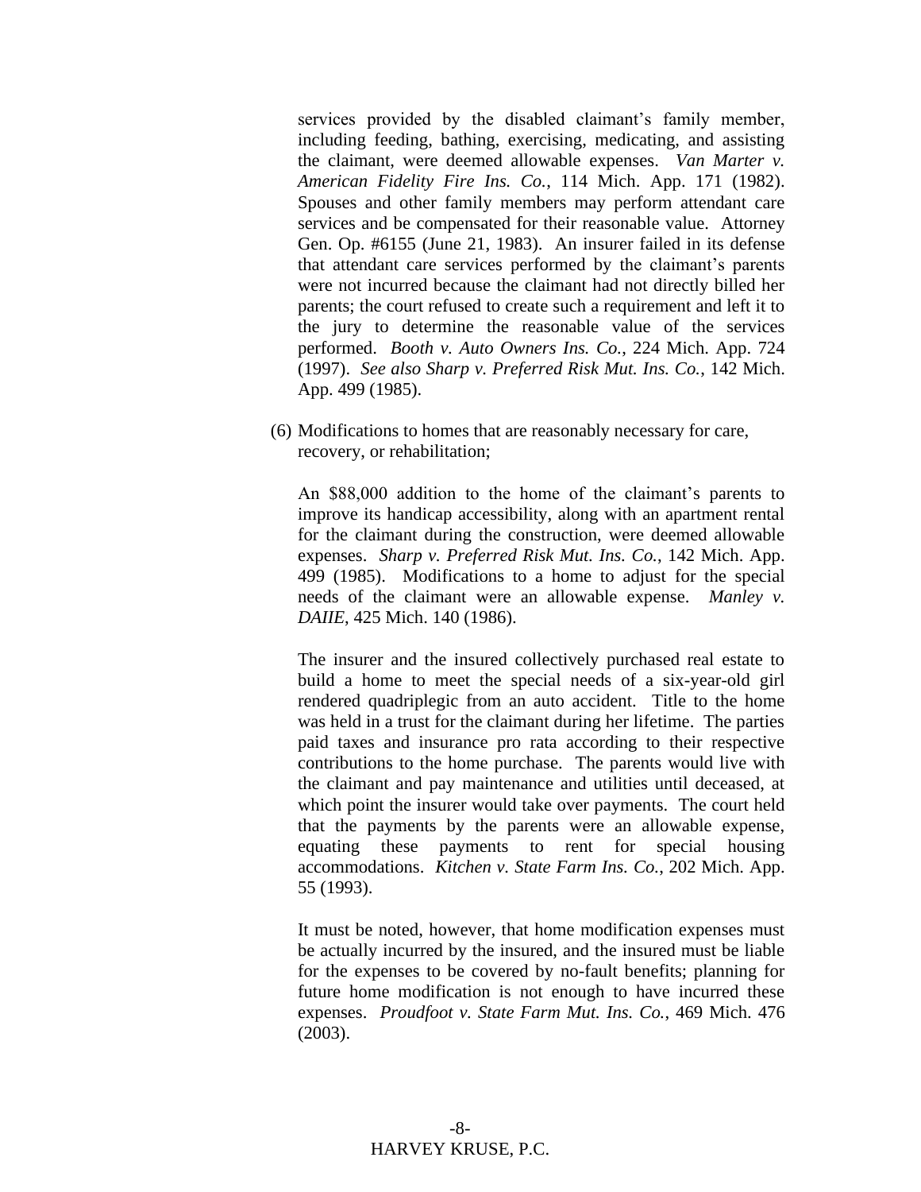services provided by the disabled claimant's family member, including feeding, bathing, exercising, medicating, and assisting the claimant, were deemed allowable expenses. *Van Marter v. American Fidelity Fire Ins. Co.*, 114 Mich. App. 171 (1982). Spouses and other family members may perform attendant care services and be compensated for their reasonable value. Attorney Gen. Op. #6155 (June 21, 1983). An insurer failed in its defense that attendant care services performed by the claimant's parents were not incurred because the claimant had not directly billed her parents; the court refused to create such a requirement and left it to the jury to determine the reasonable value of the services performed. *Booth v. Auto Owners Ins. Co.*, 224 Mich. App. 724 (1997). *See also Sharp v. Preferred Risk Mut. Ins. Co.*, 142 Mich. App. 499 (1985).

(6) Modifications to homes that are reasonably necessary for care, recovery, or rehabilitation;

An $88,000 addition to the home of the claimant's parents to improve its handicap accessibility, along with an apartment rental for the claimant during the construction, were deemed allowable expenses. *Sharp v. Preferred Risk Mut. Ins. Co.*, 142 Mich. App. 499 (1985). Modifications to a home to adjust for the special needs of the claimant were an allowable expense. *Manley v. DAIIE*, 425 Mich. 140 (1986).

The insurer and the insured collectively purchased real estate to build a home to meet the special needs of a six-year-old girl rendered quadriplegic from an auto accident. Title to the home was held in a trust for the claimant during her lifetime. The parties paid taxes and insurance pro rata according to their respective contributions to the home purchase. The parents would live with the claimant and pay maintenance and utilities until deceased, at which point the insurer would take over payments. The court held that the payments by the parents were an allowable expense, equating these payments to rent for special housing accommodations. *Kitchen v. State Farm Ins. Co.*, 202 Mich. App. 55 (1993).

It must be noted, however, that home modification expenses must be actually incurred by the insured, and the insured must be liable for the expenses to be covered by no-fault benefits; planning for future home modification is not enough to have incurred these expenses. *Proudfoot v. State Farm Mut. Ins. Co.*, 469 Mich. 476 (2003).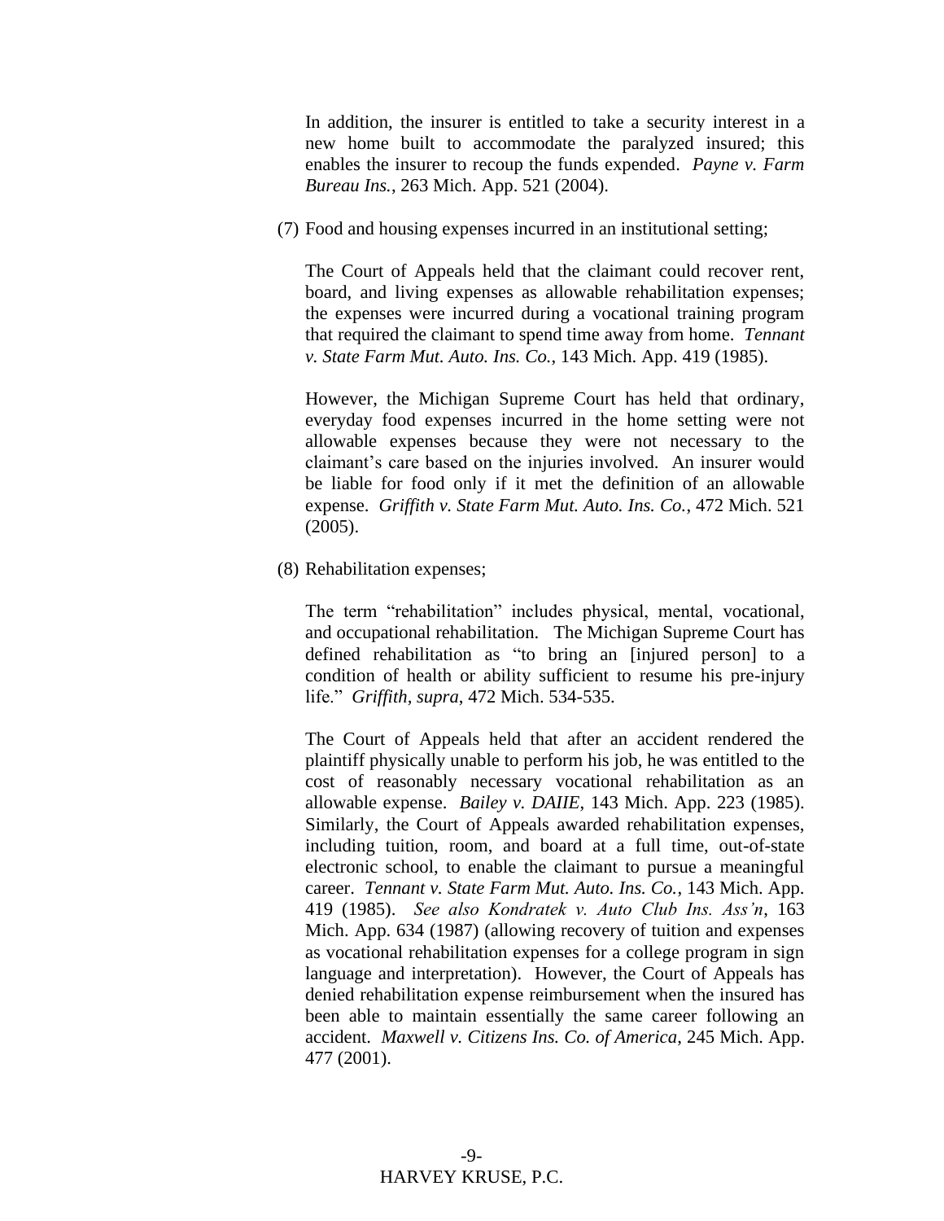In addition, the insurer is entitled to take a security interest in a new home built to accommodate the paralyzed insured; this enables the insurer to recoup the funds expended. *Payne v. Farm Bureau Ins.*, 263 Mich. App. 521 (2004).

(7) Food and housing expenses incurred in an institutional setting;

The Court of Appeals held that the claimant could recover rent, board, and living expenses as allowable rehabilitation expenses; the expenses were incurred during a vocational training program that required the claimant to spend time away from home. *Tennant v. State Farm Mut. Auto. Ins. Co.*, 143 Mich. App. 419 (1985).

However, the Michigan Supreme Court has held that ordinary, everyday food expenses incurred in the home setting were not allowable expenses because they were not necessary to the claimant's care based on the injuries involved. An insurer would be liable for food only if it met the definition of an allowable expense. *Griffith v. State Farm Mut. Auto. Ins. Co.*, 472 Mich. 521 (2005).

(8) Rehabilitation expenses;

The term "rehabilitation" includes physical, mental, vocational, and occupational rehabilitation. The Michigan Supreme Court has defined rehabilitation as "to bring an [injured person] to a condition of health or ability sufficient to resume his pre-injury life." *Griffith, supra*, 472 Mich. 534-535.

The Court of Appeals held that after an accident rendered the plaintiff physically unable to perform his job, he was entitled to the cost of reasonably necessary vocational rehabilitation as an allowable expense. *Bailey v. DAIIE*, 143 Mich. App. 223 (1985). Similarly, the Court of Appeals awarded rehabilitation expenses, including tuition, room, and board at a full time, out-of-state electronic school, to enable the claimant to pursue a meaningful career. *Tennant v. State Farm Mut. Auto. Ins. Co.*, 143 Mich. App. 419 (1985). *See also Kondratek v. Auto Club Ins. Ass'n*, 163 Mich. App. 634 (1987) (allowing recovery of tuition and expenses as vocational rehabilitation expenses for a college program in sign language and interpretation). However, the Court of Appeals has denied rehabilitation expense reimbursement when the insured has been able to maintain essentially the same career following an accident. *Maxwell v. Citizens Ins. Co. of America*, 245 Mich. App. 477 (2001).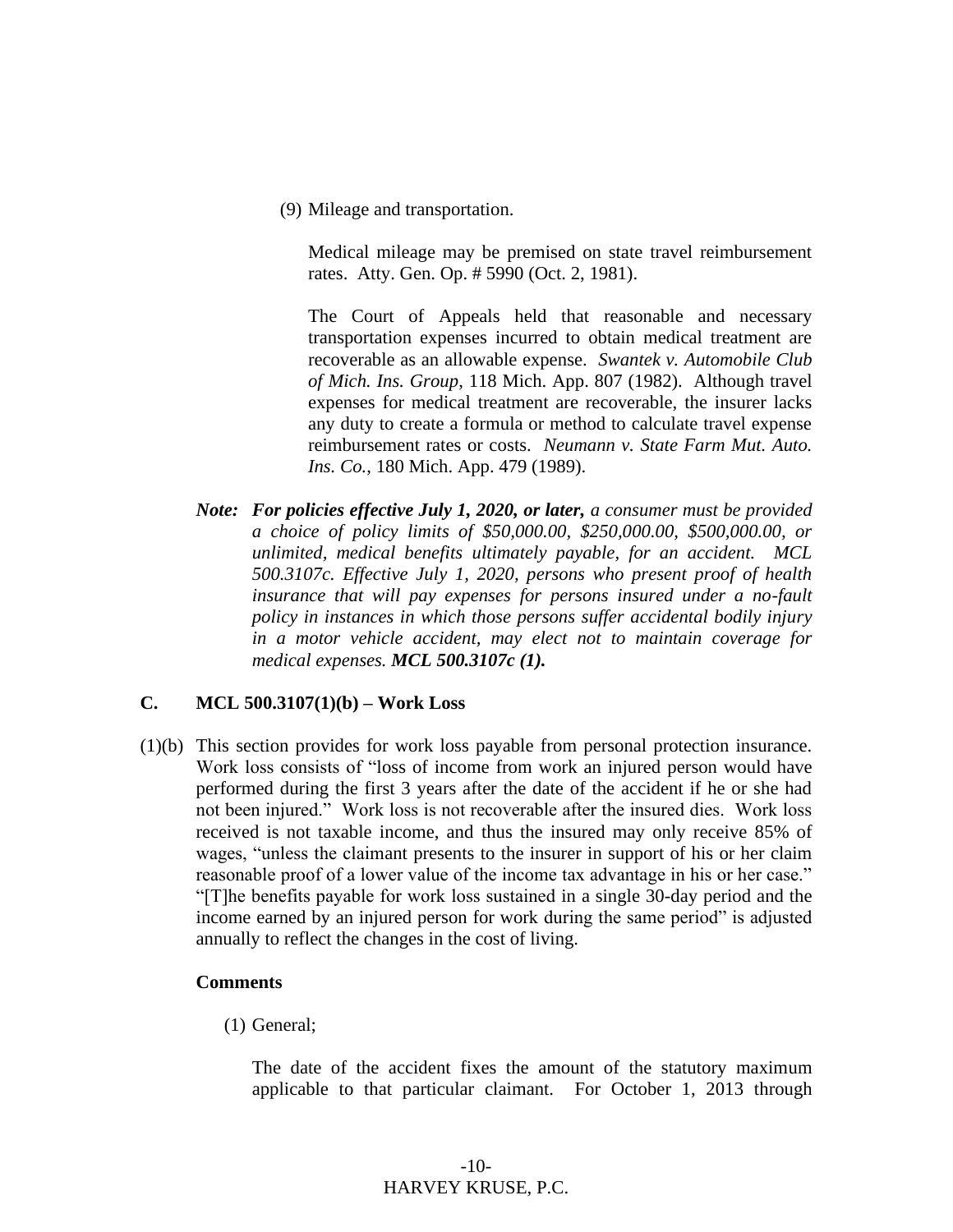(9) Mileage and transportation.

Medical mileage may be premised on state travel reimbursement rates. Atty. Gen. Op. # 5990 (Oct. 2, 1981).

The Court of Appeals held that reasonable and necessary transportation expenses incurred to obtain medical treatment are recoverable as an allowable expense. *Swantek v. Automobile Club of Mich. Ins. Group*, 118 Mich. App. 807 (1982). Although travel expenses for medical treatment are recoverable, the insurer lacks any duty to create a formula or method to calculate travel expense reimbursement rates or costs. *Neumann v. State Farm Mut. Auto. Ins. Co.*, 180 Mich. App. 479 (1989).

***Note:*** ***For policies effective July 1, 2020, or later,*** *a consumer must be provided a choice of policy limits of $50,000.00, $250,000.00, $500,000.00, or unlimited, medical benefits ultimately payable, for an accident. MCL 500.3107c. Effective July 1, 2020, persons who present proof of health insurance that will pay expenses for persons insured under a no-fault policy in instances in which those persons suffer accidental bodily injury in a motor vehicle accident, may elect not to maintain coverage for medical expenses.* ***MCL 500.3107c (1).***

### C. MCL 500.3107(1)(b) – Work Loss

(1)(b) This section provides for work loss payable from personal protection insurance. Work loss consists of "loss of income from work an injured person would have performed during the first 3 years after the date of the accident if he or she had not been injured." Work loss is not recoverable after the insured dies. Work loss received is not taxable income, and thus the insured may only receive 85% of wages, "unless the claimant presents to the insurer in support of his or her claim reasonable proof of a lower value of the income tax advantage in his or her case." "[T]he benefits payable for work loss sustained in a single 30-day period and the income earned by an injured person for work during the same period" is adjusted annually to reflect the changes in the cost of living.

**Comments**

(1) General;

The date of the accident fixes the amount of the statutory maximum applicable to that particular claimant. For October 1, 2013 through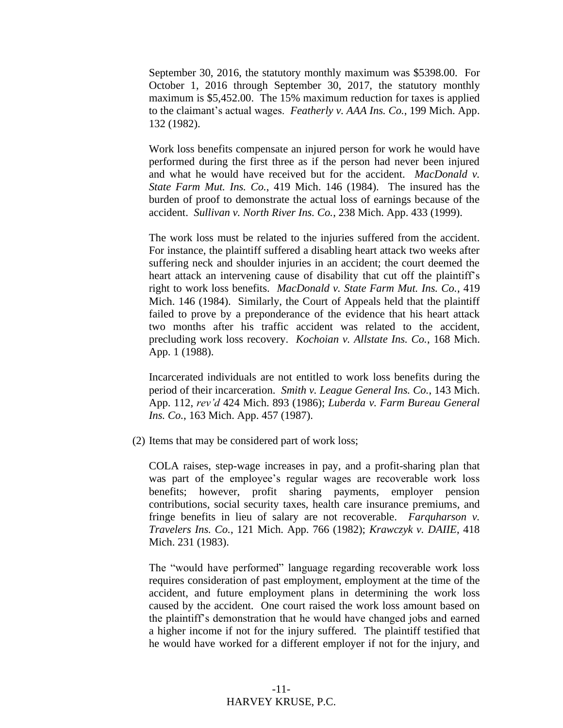September 30, 2016, the statutory monthly maximum was $5398.00. For October 1, 2016 through September 30, 2017, the statutory monthly maximum is $5,452.00. The 15% maximum reduction for taxes is applied to the claimant's actual wages. *Featherly v. AAA Ins. Co.*, 199 Mich. App. 132 (1982).

Work loss benefits compensate an injured person for work he would have performed during the first three as if the person had never been injured and what he would have received but for the accident. *MacDonald v. State Farm Mut. Ins. Co.*, 419 Mich. 146 (1984). The insured has the burden of proof to demonstrate the actual loss of earnings because of the accident. *Sullivan v. North River Ins. Co.*, 238 Mich. App. 433 (1999).

The work loss must be related to the injuries suffered from the accident. For instance, the plaintiff suffered a disabling heart attack two weeks after suffering neck and shoulder injuries in an accident; the court deemed the heart attack an intervening cause of disability that cut off the plaintiff's right to work loss benefits. *MacDonald v. State Farm Mut. Ins. Co.*, 419 Mich. 146 (1984). Similarly, the Court of Appeals held that the plaintiff failed to prove by a preponderance of the evidence that his heart attack two months after his traffic accident was related to the accident, precluding work loss recovery. *Kochoian v. Allstate Ins. Co.*, 168 Mich. App. 1 (1988).

Incarcerated individuals are not entitled to work loss benefits during the period of their incarceration. *Smith v. League General Ins. Co.*, 143 Mich. App. 112, *rev'd* 424 Mich. 893 (1986); *Luberda v. Farm Bureau General Ins. Co.*, 163 Mich. App. 457 (1987).

(2) Items that may be considered part of work loss;

COLA raises, step-wage increases in pay, and a profit-sharing plan that was part of the employee's regular wages are recoverable work loss benefits; however, profit sharing payments, employer pension contributions, social security taxes, health care insurance premiums, and fringe benefits in lieu of salary are not recoverable. *Farquharson v. Travelers Ins. Co.*, 121 Mich. App. 766 (1982); *Krawczyk v. DAIIE*, 418 Mich. 231 (1983).

The "would have performed" language regarding recoverable work loss requires consideration of past employment, employment at the time of the accident, and future employment plans in determining the work loss caused by the accident. One court raised the work loss amount based on the plaintiff's demonstration that he would have changed jobs and earned a higher income if not for the injury suffered. The plaintiff testified that he would have worked for a different employer if not for the injury, and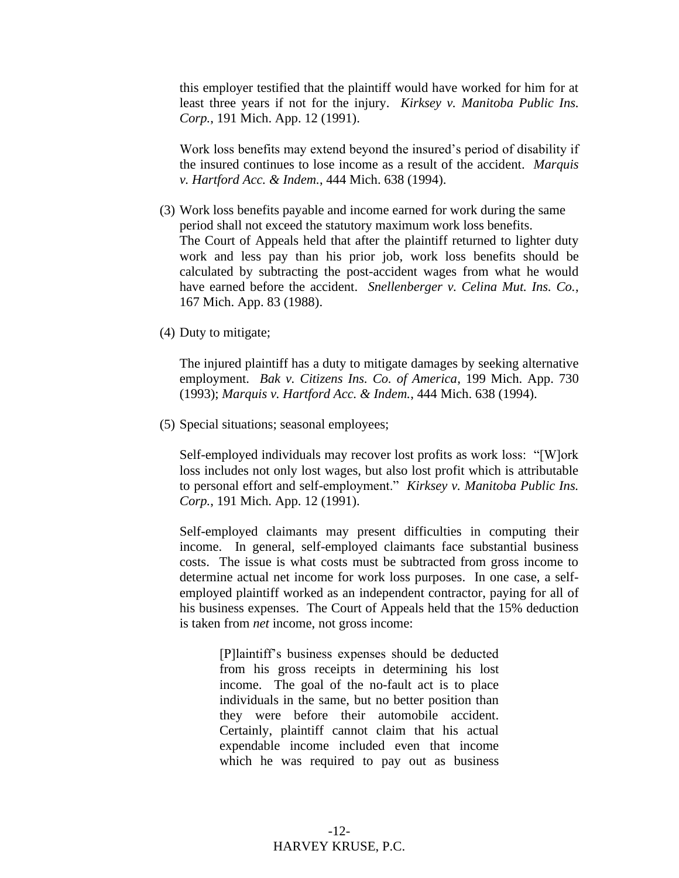this employer testified that the plaintiff would have worked for him for at least three years if not for the injury. *Kirksey v. Manitoba Public Ins. Corp.*, 191 Mich. App. 12 (1991).

Work loss benefits may extend beyond the insured's period of disability if the insured continues to lose income as a result of the accident. *Marquis v. Hartford Acc. & Indem.*, 444 Mich. 638 (1994).

(3) Work loss benefits payable and income earned for work during the same period shall not exceed the statutory maximum work loss benefits.
The Court of Appeals held that after the plaintiff returned to lighter duty work and less pay than his prior job, work loss benefits should be calculated by subtracting the post-accident wages from what he would have earned before the accident. *Snellenberger v. Celina Mut. Ins. Co.*, 167 Mich. App. 83 (1988).

(4) Duty to mitigate;

The injured plaintiff has a duty to mitigate damages by seeking alternative employment. *Bak v. Citizens Ins. Co. of America*, 199 Mich. App. 730 (1993); *Marquis v. Hartford Acc. & Indem.*, 444 Mich. 638 (1994).

(5) Special situations; seasonal employees;

Self-employed individuals may recover lost profits as work loss: "[W]ork loss includes not only lost wages, but also lost profit which is attributable to personal effort and self-employment." *Kirksey v. Manitoba Public Ins. Corp.*, 191 Mich. App. 12 (1991).

Self-employed claimants may present difficulties in computing their income. In general, self-employed claimants face substantial business costs. The issue is what costs must be subtracted from gross income to determine actual net income for work loss purposes. In one case, a self-employed plaintiff worked as an independent contractor, paying for all of his business expenses. The Court of Appeals held that the 15% deduction is taken from *net* income, not gross income:

> [P]laintiff's business expenses should be deducted from his gross receipts in determining his lost income. The goal of the no-fault act is to place individuals in the same, but no better position than they were before their automobile accident. Certainly, plaintiff cannot claim that his actual expendable income included even that income which he was required to pay out as business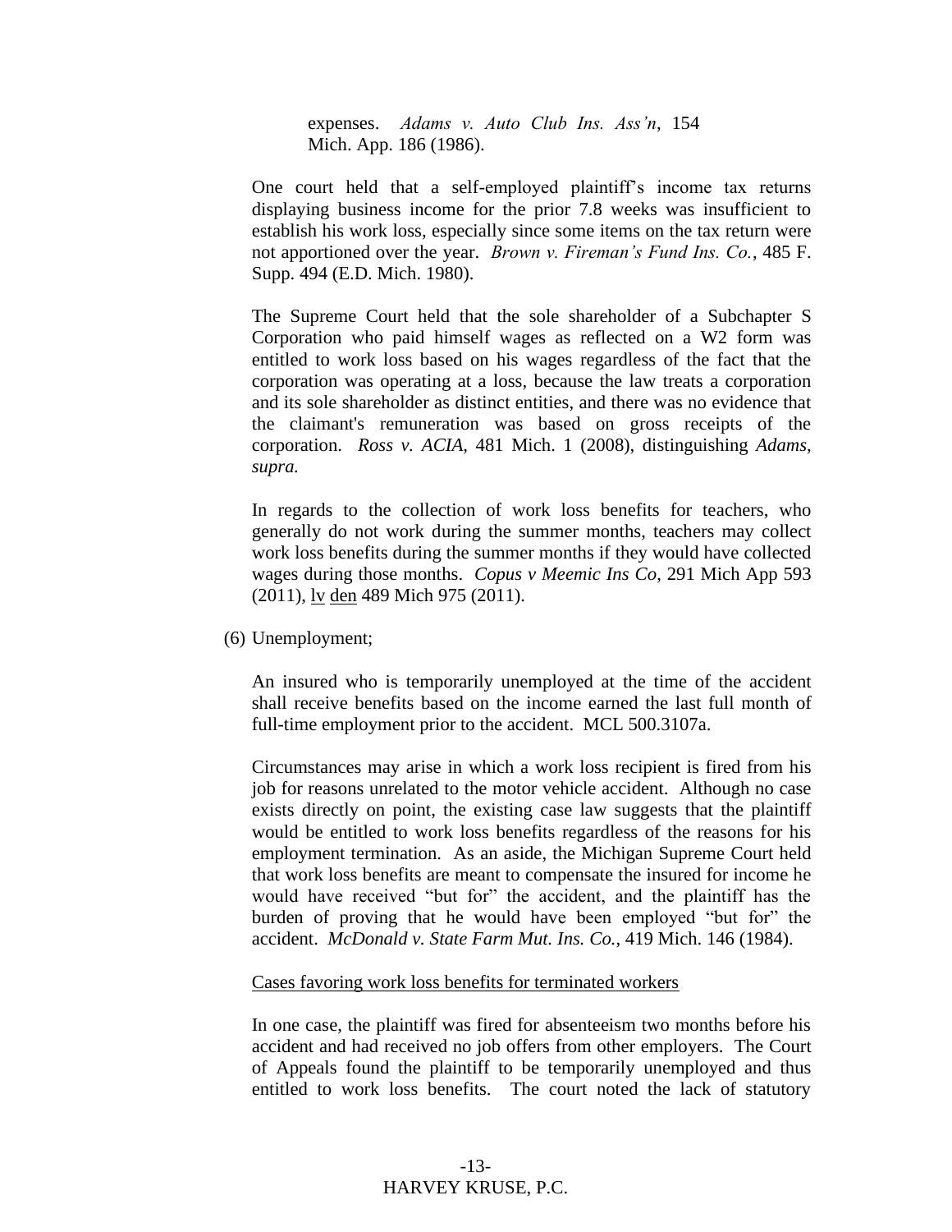expenses. *Adams v. Auto Club Ins. Ass'n*, 154 Mich. App. 186 (1986).

One court held that a self-employed plaintiff's income tax returns displaying business income for the prior 7.8 weeks was insufficient to establish his work loss, especially since some items on the tax return were not apportioned over the year. *Brown v. Fireman's Fund Ins. Co.*, 485 F. Supp. 494 (E.D. Mich. 1980).

The Supreme Court held that the sole shareholder of a Subchapter S Corporation who paid himself wages as reflected on a W2 form was entitled to work loss based on his wages regardless of the fact that the corporation was operating at a loss, because the law treats a corporation and its sole shareholder as distinct entities, and there was no evidence that the claimant's remuneration was based on gross receipts of the corporation. *Ross v. ACIA,* 481 Mich. 1 (2008), distinguishing *Adams, supra.*

In regards to the collection of work loss benefits for teachers, who generally do not work during the summer months, teachers may collect work loss benefits during the summer months if they would have collected wages during those months. *Copus v Meemic Ins Co*, 291 Mich App 593 (2011), lv den 489 Mich 975 (2011).

(6) Unemployment;

An insured who is temporarily unemployed at the time of the accident shall receive benefits based on the income earned the last full month of full-time employment prior to the accident. MCL 500.3107a.

Circumstances may arise in which a work loss recipient is fired from his job for reasons unrelated to the motor vehicle accident. Although no case exists directly on point, the existing case law suggests that the plaintiff would be entitled to work loss benefits regardless of the reasons for his employment termination. As an aside, the Michigan Supreme Court held that work loss benefits are meant to compensate the insured for income he would have received "but for" the accident, and the plaintiff has the burden of proving that he would have been employed "but for" the accident. *McDonald v. State Farm Mut. Ins. Co.*, 419 Mich. 146 (1984).

Cases favoring work loss benefits for terminated workers

In one case, the plaintiff was fired for absenteeism two months before his accident and had received no job offers from other employers. The Court of Appeals found the plaintiff to be temporarily unemployed and thus entitled to work loss benefits. The court noted the lack of statutory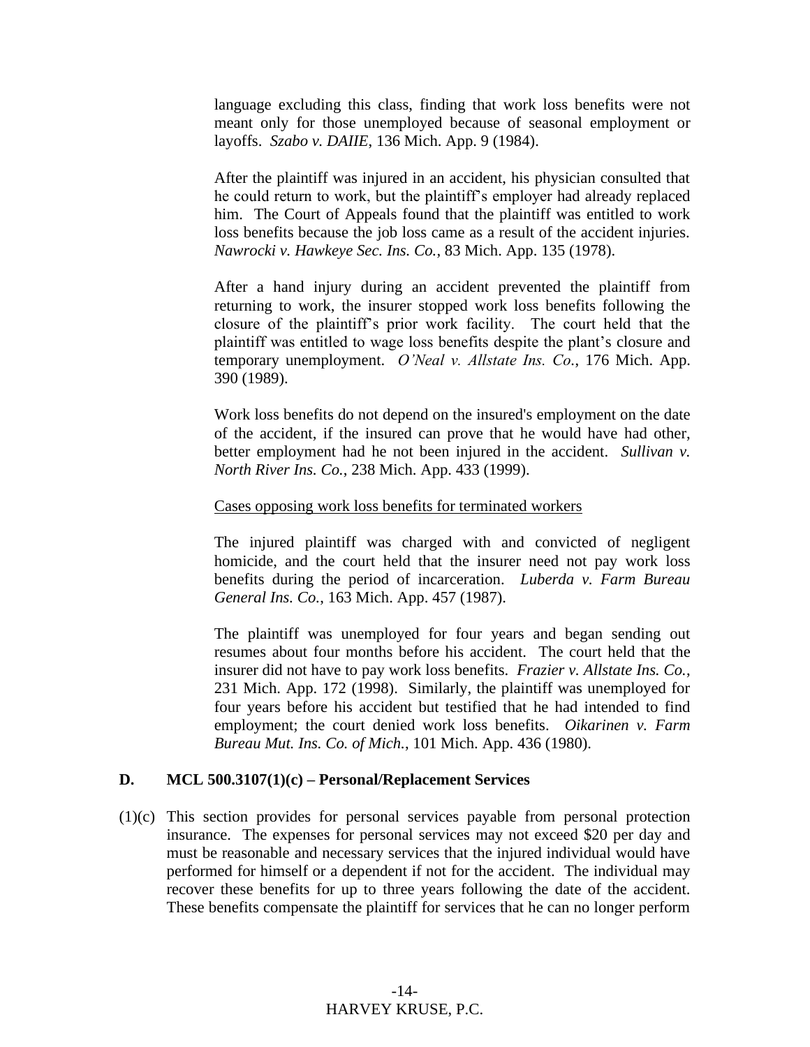language excluding this class, finding that work loss benefits were not meant only for those unemployed because of seasonal employment or layoffs. *Szabo v. DAIIE*, 136 Mich. App. 9 (1984).

After the plaintiff was injured in an accident, his physician consulted that he could return to work, but the plaintiff's employer had already replaced him. The Court of Appeals found that the plaintiff was entitled to work loss benefits because the job loss came as a result of the accident injuries. *Nawrocki v. Hawkeye Sec. Ins. Co.*, 83 Mich. App. 135 (1978).

After a hand injury during an accident prevented the plaintiff from returning to work, the insurer stopped work loss benefits following the closure of the plaintiff's prior work facility. The court held that the plaintiff was entitled to wage loss benefits despite the plant's closure and temporary unemployment. *O'Neal v. Allstate Ins. Co.*, 176 Mich. App. 390 (1989).

Work loss benefits do not depend on the insured's employment on the date of the accident, if the insured can prove that he would have had other, better employment had he not been injured in the accident. *Sullivan v. North River Ins. Co.*, 238 Mich. App. 433 (1999).

<u>Cases opposing work loss benefits for terminated workers</u>

The injured plaintiff was charged with and convicted of negligent homicide, and the court held that the insurer need not pay work loss benefits during the period of incarceration. *Luberda v. Farm Bureau General Ins. Co.*, 163 Mich. App. 457 (1987).

The plaintiff was unemployed for four years and began sending out resumes about four months before his accident. The court held that the insurer did not have to pay work loss benefits. *Frazier v. Allstate Ins. Co.*, 231 Mich. App. 172 (1998). Similarly, the plaintiff was unemployed for four years before his accident but testified that he had intended to find employment; the court denied work loss benefits. *Oikarinen v. Farm Bureau Mut. Ins. Co. of Mich.*, 101 Mich. App. 436 (1980).

### D. MCL 500.3107(1)(c) – Personal/Replacement Services

(1)(c) This section provides for personal services payable from personal protection insurance. The expenses for personal services may not exceed $20 per day and must be reasonable and necessary services that the injured individual would have performed for himself or a dependent if not for the accident. The individual may recover these benefits for up to three years following the date of the accident. These benefits compensate the plaintiff for services that he can no longer perform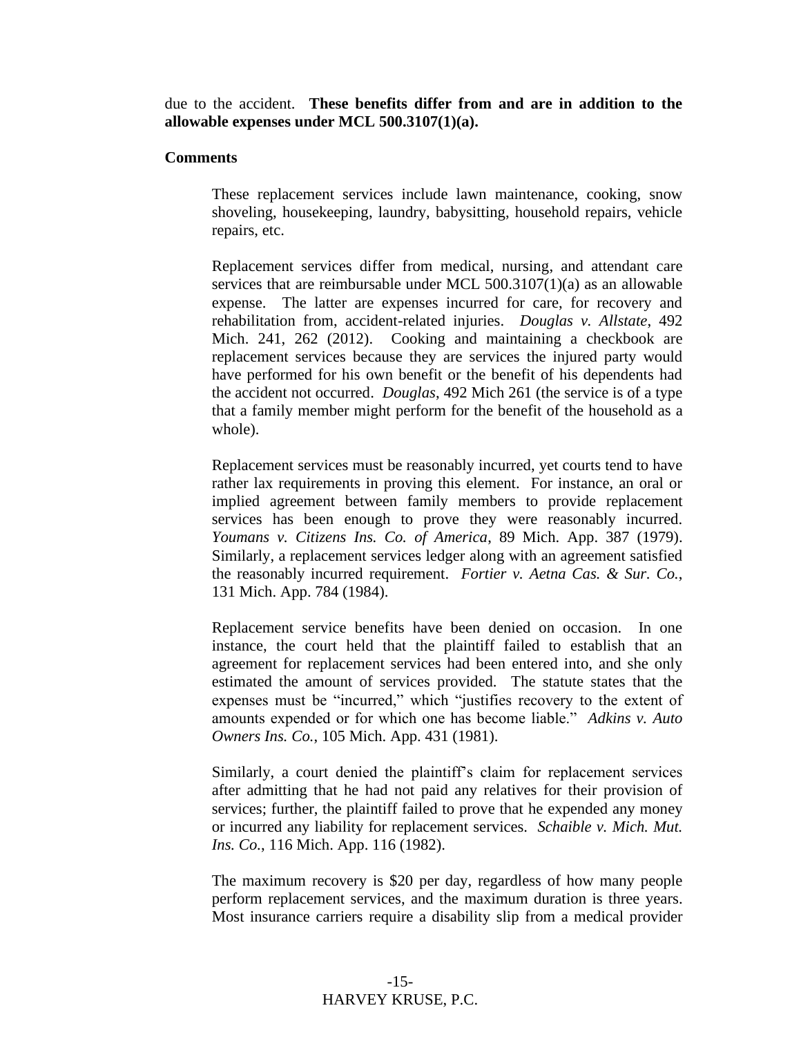due to the accident. **These benefits differ from and are in addition to the allowable expenses under MCL 500.3107(1)(a).**

**Comments**

> These replacement services include lawn maintenance, cooking, snow shoveling, housekeeping, laundry, babysitting, household repairs, vehicle repairs, etc.
>
> Replacement services differ from medical, nursing, and attendant care services that are reimbursable under MCL 500.3107(1)(a) as an allowable expense. The latter are expenses incurred for care, for recovery and rehabilitation from, accident-related injuries. *Douglas v. Allstate*, 492 Mich. 241, 262 (2012). Cooking and maintaining a checkbook are replacement services because they are services the injured party would have performed for his own benefit or the benefit of his dependents had the accident not occurred. *Douglas*, 492 Mich 261 (the service is of a type that a family member might perform for the benefit of the household as a whole).
>
> Replacement services must be reasonably incurred, yet courts tend to have rather lax requirements in proving this element. For instance, an oral or implied agreement between family members to provide replacement services has been enough to prove they were reasonably incurred. *Youmans v. Citizens Ins. Co. of America*, 89 Mich. App. 387 (1979). Similarly, a replacement services ledger along with an agreement satisfied the reasonably incurred requirement. *Fortier v. Aetna Cas. & Sur. Co.*, 131 Mich. App. 784 (1984).
>
> Replacement service benefits have been denied on occasion. In one instance, the court held that the plaintiff failed to establish that an agreement for replacement services had been entered into, and she only estimated the amount of services provided. The statute states that the expenses must be "incurred," which "justifies recovery to the extent of amounts expended or for which one has become liable." *Adkins v. Auto Owners Ins. Co.*, 105 Mich. App. 431 (1981).
>
> Similarly, a court denied the plaintiff's claim for replacement services after admitting that he had not paid any relatives for their provision of services; further, the plaintiff failed to prove that he expended any money or incurred any liability for replacement services. *Schaible v. Mich. Mut. Ins. Co.*, 116 Mich. App. 116 (1982).
>
> The maximum recovery is $20 per day, regardless of how many people perform replacement services, and the maximum duration is three years. Most insurance carriers require a disability slip from a medical provider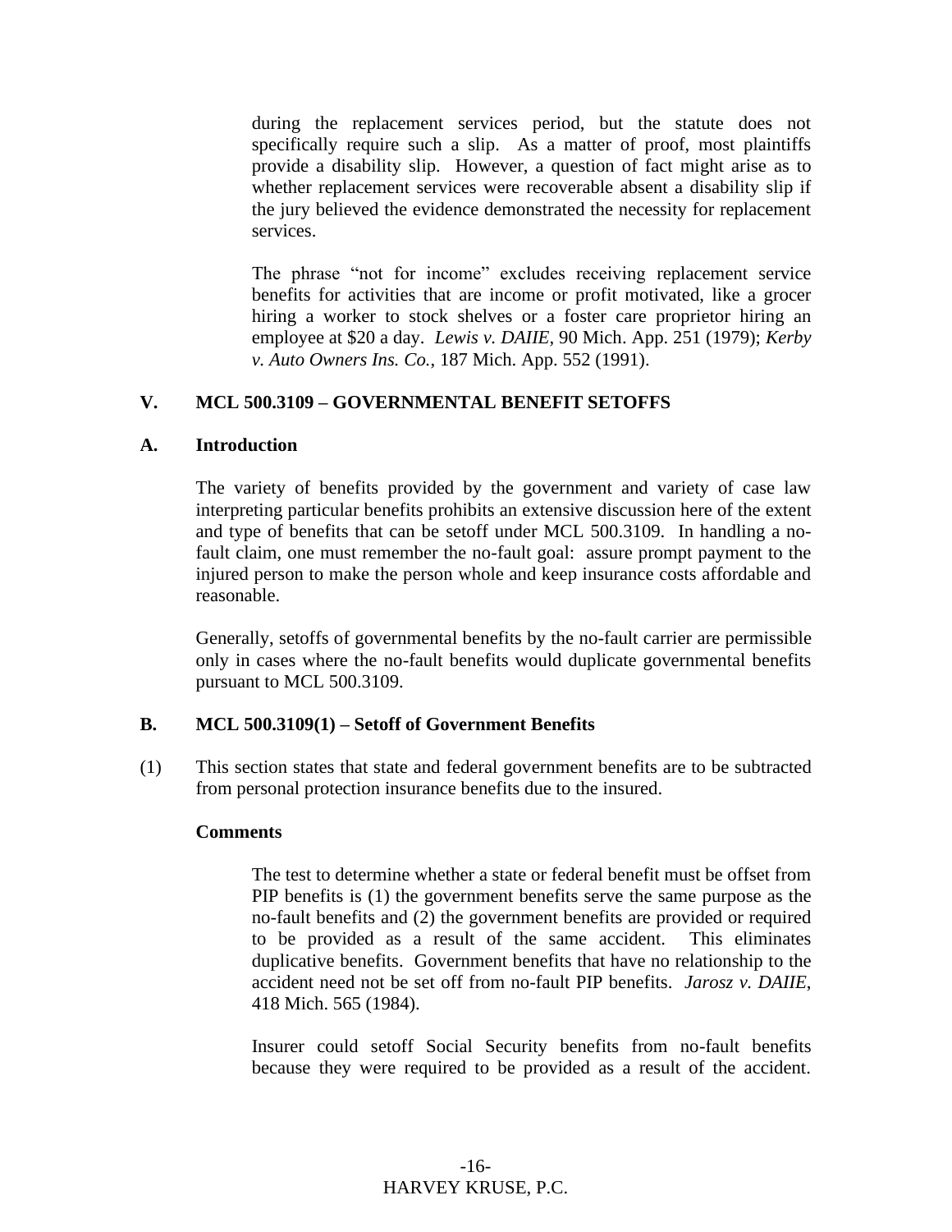during the replacement services period, but the statute does not specifically require such a slip. As a matter of proof, most plaintiffs provide a disability slip. However, a question of fact might arise as to whether replacement services were recoverable absent a disability slip if the jury believed the evidence demonstrated the necessity for replacement services.

The phrase "not for income" excludes receiving replacement service benefits for activities that are income or profit motivated, like a grocer hiring a worker to stock shelves or a foster care proprietor hiring an employee at $20 a day. *Lewis v. DAIIE*, 90 Mich. App. 251 (1979); *Kerby v. Auto Owners Ins. Co.*, 187 Mich. App. 552 (1991).

## V. MCL 500.3109 – GOVERNMENTAL BENEFIT SETOFFS

### A. Introduction

The variety of benefits provided by the government and variety of case law interpreting particular benefits prohibits an extensive discussion here of the extent and type of benefits that can be setoff under MCL 500.3109. In handling a no-fault claim, one must remember the no-fault goal: assure prompt payment to the injured person to make the person whole and keep insurance costs affordable and reasonable.

Generally, setoffs of governmental benefits by the no-fault carrier are permissible only in cases where the no-fault benefits would duplicate governmental benefits pursuant to MCL 500.3109.

### B. MCL 500.3109(1) – Setoff of Government Benefits

(1) This section states that state and federal government benefits are to be subtracted from personal protection insurance benefits due to the insured.

**Comments**

The test to determine whether a state or federal benefit must be offset from PIP benefits is (1) the government benefits serve the same purpose as the no-fault benefits and (2) the government benefits are provided or required to be provided as a result of the same accident. This eliminates duplicative benefits. Government benefits that have no relationship to the accident need not be set off from no-fault PIP benefits. *Jarosz v. DAIIE*, 418 Mich. 565 (1984).

Insurer could setoff Social Security benefits from no-fault benefits because they were required to be provided as a result of the accident.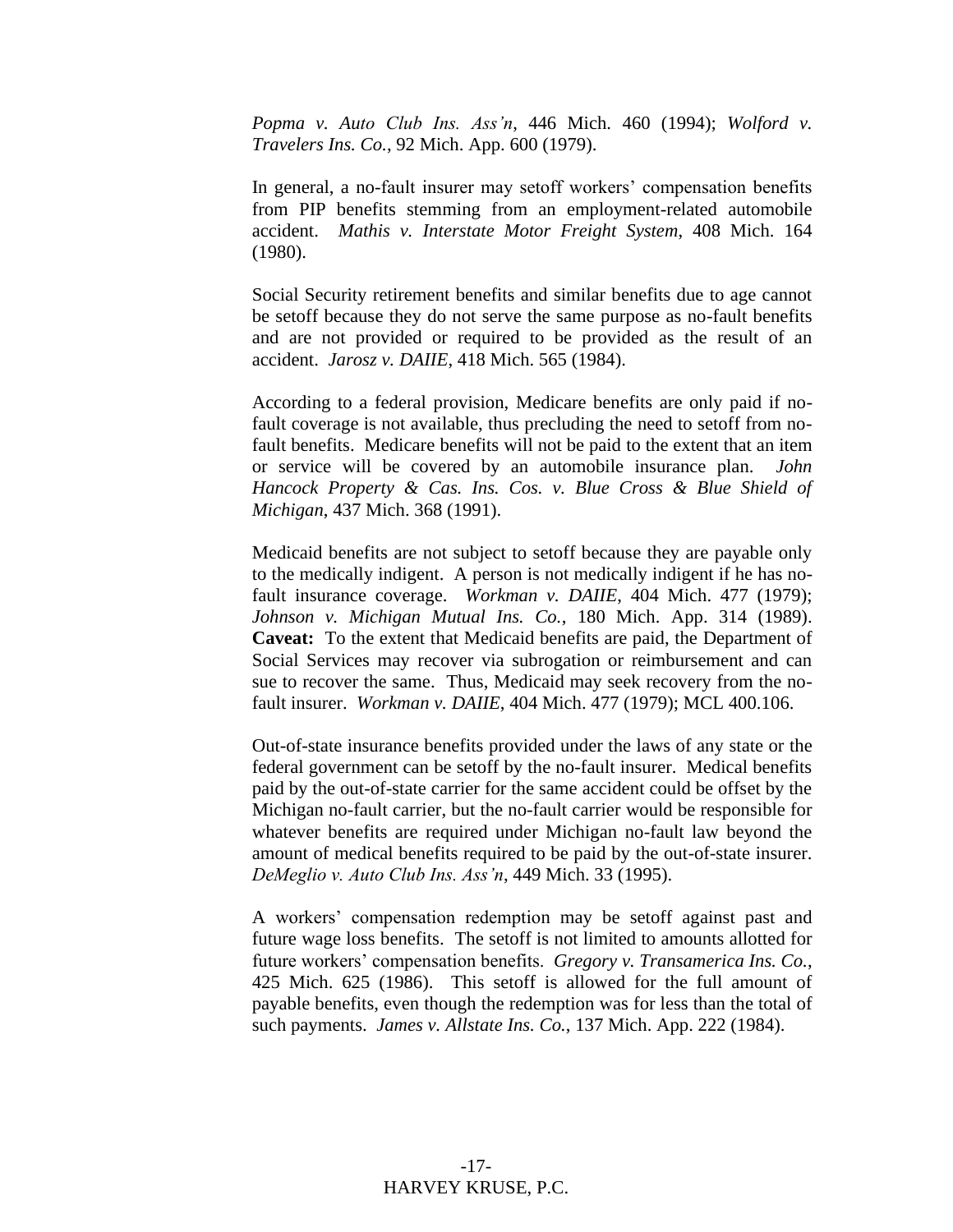*Popma v. Auto Club Ins. Ass'n*, 446 Mich. 460 (1994); *Wolford v. Travelers Ins. Co.*, 92 Mich. App. 600 (1979).

In general, a no-fault insurer may setoff workers' compensation benefits from PIP benefits stemming from an employment-related automobile accident. *Mathis v. Interstate Motor Freight System*, 408 Mich. 164 (1980).

Social Security retirement benefits and similar benefits due to age cannot be setoff because they do not serve the same purpose as no-fault benefits and are not provided or required to be provided as the result of an accident. *Jarosz v. DAIIE*, 418 Mich. 565 (1984).

According to a federal provision, Medicare benefits are only paid if no-fault coverage is not available, thus precluding the need to setoff from no-fault benefits. Medicare benefits will not be paid to the extent that an item or service will be covered by an automobile insurance plan. *John Hancock Property & Cas. Ins. Cos. v. Blue Cross & Blue Shield of Michigan*, 437 Mich. 368 (1991).

Medicaid benefits are not subject to setoff because they are payable only to the medically indigent. A person is not medically indigent if he has no-fault insurance coverage. *Workman v. DAIIE*, 404 Mich. 477 (1979); *Johnson v. Michigan Mutual Ins. Co.*, 180 Mich. App. 314 (1989). **Caveat:** To the extent that Medicaid benefits are paid, the Department of Social Services may recover via subrogation or reimbursement and can sue to recover the same. Thus, Medicaid may seek recovery from the no-fault insurer. *Workman v. DAIIE*, 404 Mich. 477 (1979); MCL 400.106.

Out-of-state insurance benefits provided under the laws of any state or the federal government can be setoff by the no-fault insurer. Medical benefits paid by the out-of-state carrier for the same accident could be offset by the Michigan no-fault carrier, but the no-fault carrier would be responsible for whatever benefits are required under Michigan no-fault law beyond the amount of medical benefits required to be paid by the out-of-state insurer. *DeMeglio v. Auto Club Ins. Ass'n*, 449 Mich. 33 (1995).

A workers' compensation redemption may be setoff against past and future wage loss benefits. The setoff is not limited to amounts allotted for future workers' compensation benefits. *Gregory v. Transamerica Ins. Co.*, 425 Mich. 625 (1986). This setoff is allowed for the full amount of payable benefits, even though the redemption was for less than the total of such payments. *James v. Allstate Ins. Co.*, 137 Mich. App. 222 (1984).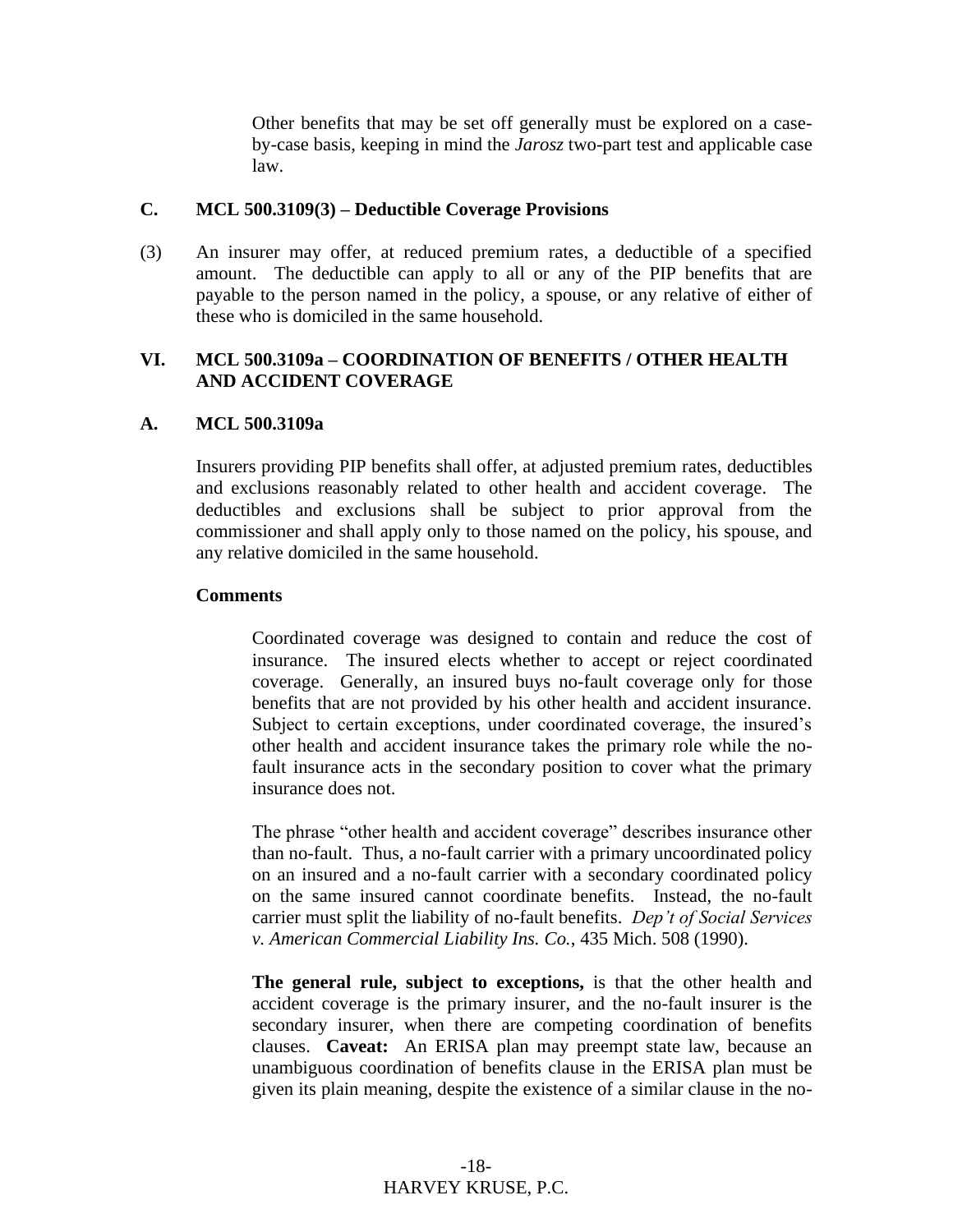Other benefits that may be set off generally must be explored on a case-by-case basis, keeping in mind the *Jarosz* two-part test and applicable case law.

### C. MCL 500.3109(3) – Deductible Coverage Provisions

(3) An insurer may offer, at reduced premium rates, a deductible of a specified amount. The deductible can apply to all or any of the PIP benefits that are payable to the person named in the policy, a spouse, or any relative of either of these who is domiciled in the same household.

## VI. MCL 500.3109a – COORDINATION OF BENEFITS / OTHER HEALTH AND ACCIDENT COVERAGE

### A. MCL 500.3109a

Insurers providing PIP benefits shall offer, at adjusted premium rates, deductibles and exclusions reasonably related to other health and accident coverage. The deductibles and exclusions shall be subject to prior approval from the commissioner and shall apply only to those named on the policy, his spouse, and any relative domiciled in the same household.

**Comments**

Coordinated coverage was designed to contain and reduce the cost of insurance. The insured elects whether to accept or reject coordinated coverage. Generally, an insured buys no-fault coverage only for those benefits that are not provided by his other health and accident insurance. Subject to certain exceptions, under coordinated coverage, the insured's other health and accident insurance takes the primary role while the no-fault insurance acts in the secondary position to cover what the primary insurance does not.

The phrase "other health and accident coverage" describes insurance other than no-fault. Thus, a no-fault carrier with a primary uncoordinated policy on an insured and a no-fault carrier with a secondary coordinated policy on the same insured cannot coordinate benefits. Instead, the no-fault carrier must split the liability of no-fault benefits. *Dep't of Social Services v. American Commercial Liability Ins. Co.*, 435 Mich. 508 (1990).

**The general rule, subject to exceptions,** is that the other health and accident coverage is the primary insurer, and the no-fault insurer is the secondary insurer, when there are competing coordination of benefits clauses. **Caveat:** An ERISA plan may preempt state law, because an unambiguous coordination of benefits clause in the ERISA plan must be given its plain meaning, despite the existence of a similar clause in the no-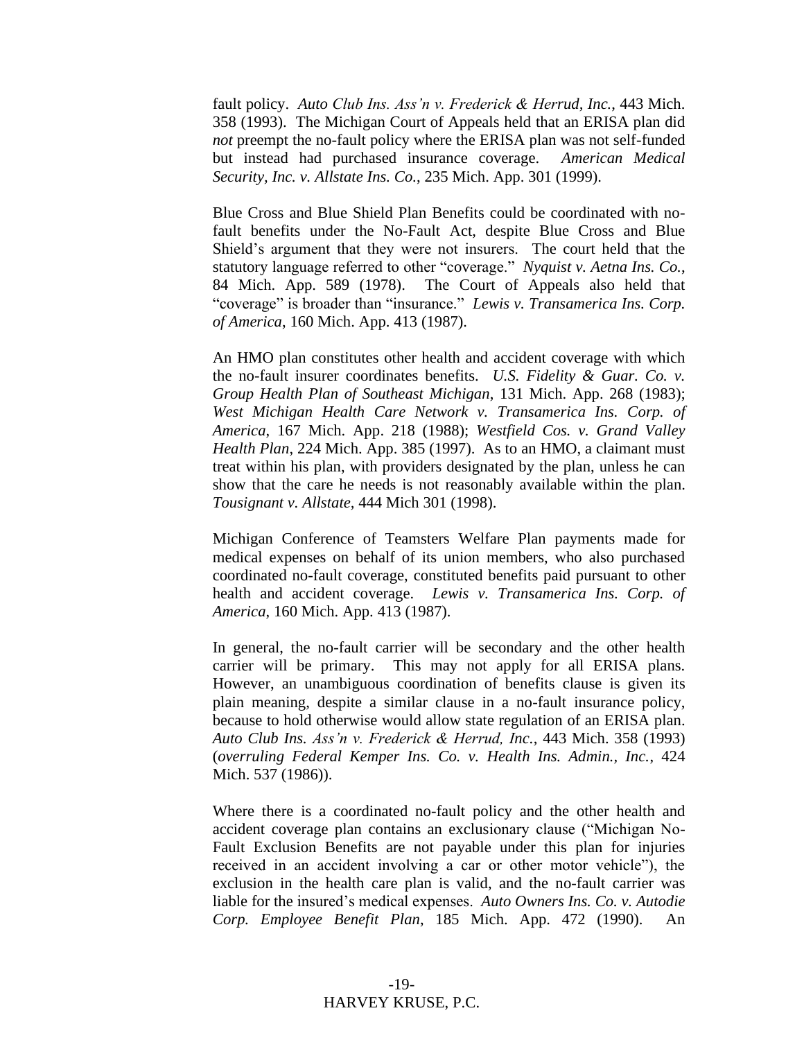fault policy. *Auto Club Ins. Ass'n v. Frederick & Herrud, Inc.*, 443 Mich. 358 (1993). The Michigan Court of Appeals held that an ERISA plan did *not* preempt the no-fault policy where the ERISA plan was not self-funded but instead had purchased insurance coverage. *American Medical Security, Inc. v. Allstate Ins. Co.*, 235 Mich. App. 301 (1999).

Blue Cross and Blue Shield Plan Benefits could be coordinated with no-fault benefits under the No-Fault Act, despite Blue Cross and Blue Shield's argument that they were not insurers. The court held that the statutory language referred to other "coverage." *Nyquist v. Aetna Ins. Co.*, 84 Mich. App. 589 (1978). The Court of Appeals also held that "coverage" is broader than "insurance." *Lewis v. Transamerica Ins. Corp. of America*, 160 Mich. App. 413 (1987).

An HMO plan constitutes other health and accident coverage with which the no-fault insurer coordinates benefits. *U.S. Fidelity & Guar. Co. v. Group Health Plan of Southeast Michigan*, 131 Mich. App. 268 (1983); *West Michigan Health Care Network v. Transamerica Ins. Corp. of America*, 167 Mich. App. 218 (1988); *Westfield Cos. v. Grand Valley Health Plan*, 224 Mich. App. 385 (1997). As to an HMO, a claimant must treat within his plan, with providers designated by the plan, unless he can show that the care he needs is not reasonably available within the plan. *Tousignant v. Allstate*, 444 Mich 301 (1998).

Michigan Conference of Teamsters Welfare Plan payments made for medical expenses on behalf of its union members, who also purchased coordinated no-fault coverage, constituted benefits paid pursuant to other health and accident coverage. *Lewis v. Transamerica Ins. Corp. of America*, 160 Mich. App. 413 (1987).

In general, the no-fault carrier will be secondary and the other health carrier will be primary. This may not apply for all ERISA plans. However, an unambiguous coordination of benefits clause is given its plain meaning, despite a similar clause in a no-fault insurance policy, because to hold otherwise would allow state regulation of an ERISA plan. *Auto Club Ins. Ass'n v. Frederick & Herrud, Inc.*, 443 Mich. 358 (1993) (*overruling Federal Kemper Ins. Co. v. Health Ins. Admin., Inc.*, 424 Mich. 537 (1986)).

Where there is a coordinated no-fault policy and the other health and accident coverage plan contains an exclusionary clause ("Michigan No-Fault Exclusion Benefits are not payable under this plan for injuries received in an accident involving a car or other motor vehicle"), the exclusion in the health care plan is valid, and the no-fault carrier was liable for the insured's medical expenses. *Auto Owners Ins. Co. v. Autodie Corp. Employee Benefit Plan*, 185 Mich. App. 472 (1990). An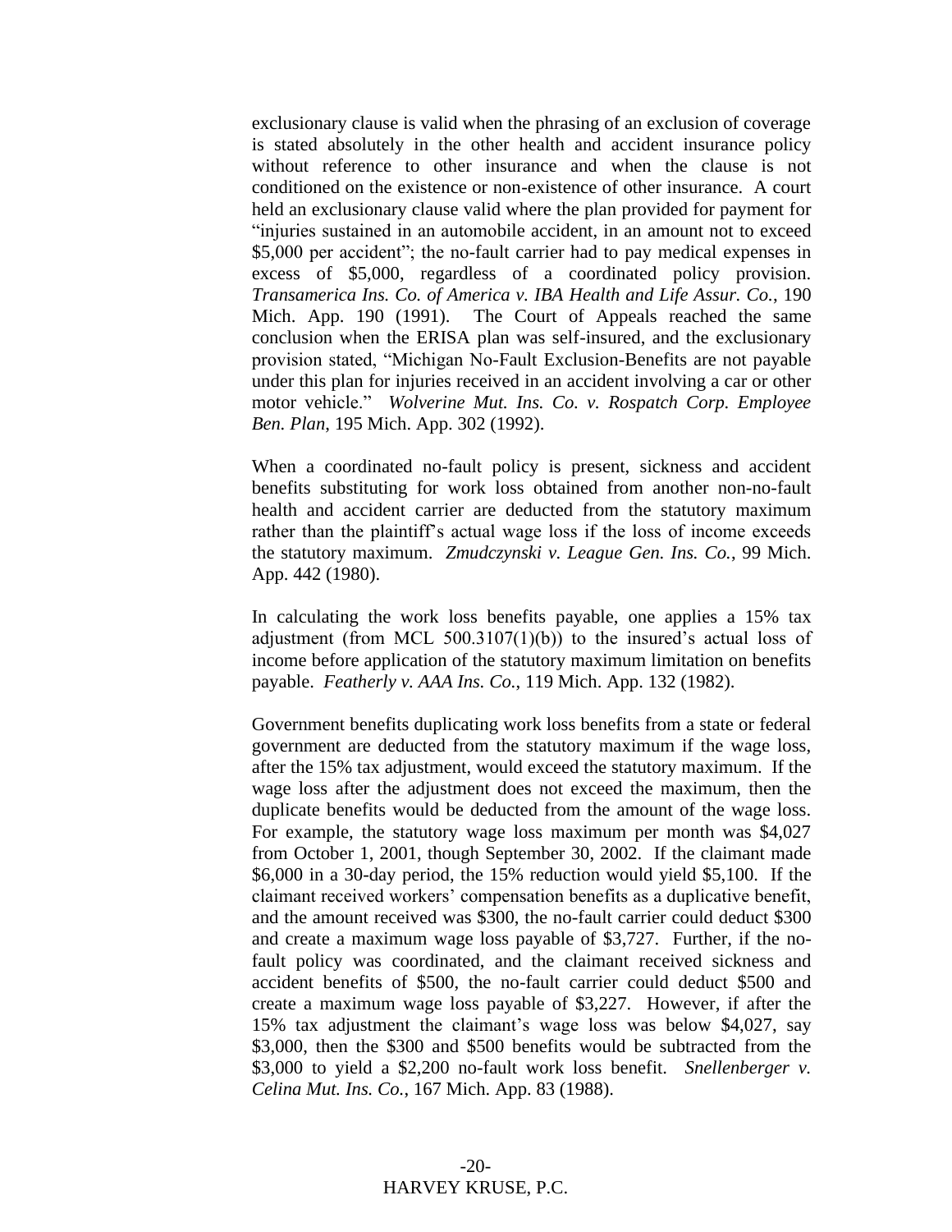exclusionary clause is valid when the phrasing of an exclusion of coverage is stated absolutely in the other health and accident insurance policy without reference to other insurance and when the clause is not conditioned on the existence or non-existence of other insurance. A court held an exclusionary clause valid where the plan provided for payment for "injuries sustained in an automobile accident, in an amount not to exceed \$5,000 per accident"; the no-fault carrier had to pay medical expenses in excess of \$5,000, regardless of a coordinated policy provision. *Transamerica Ins. Co. of America v. IBA Health and Life Assur. Co.*, 190 Mich. App. 190 (1991). The Court of Appeals reached the same conclusion when the ERISA plan was self-insured, and the exclusionary provision stated, "Michigan No-Fault Exclusion-Benefits are not payable under this plan for injuries received in an accident involving a car or other motor vehicle." *Wolverine Mut. Ins. Co. v. Rospatch Corp. Employee Ben. Plan*, 195 Mich. App. 302 (1992).

When a coordinated no-fault policy is present, sickness and accident benefits substituting for work loss obtained from another non-no-fault health and accident carrier are deducted from the statutory maximum rather than the plaintiff's actual wage loss if the loss of income exceeds the statutory maximum. *Zmudczynski v. League Gen. Ins. Co.*, 99 Mich. App. 442 (1980).

In calculating the work loss benefits payable, one applies a 15% tax adjustment (from MCL 500.3107(1)(b)) to the insured's actual loss of income before application of the statutory maximum limitation on benefits payable. *Featherly v. AAA Ins. Co.*, 119 Mich. App. 132 (1982).

Government benefits duplicating work loss benefits from a state or federal government are deducted from the statutory maximum if the wage loss, after the 15% tax adjustment, would exceed the statutory maximum. If the wage loss after the adjustment does not exceed the maximum, then the duplicate benefits would be deducted from the amount of the wage loss. For example, the statutory wage loss maximum per month was \$4,027 from October 1, 2001, though September 30, 2002. If the claimant made \$6,000 in a 30-day period, the 15% reduction would yield \$5,100. If the claimant received workers' compensation benefits as a duplicative benefit, and the amount received was \$300, the no-fault carrier could deduct \$300 and create a maximum wage loss payable of \$3,727. Further, if the no-fault policy was coordinated, and the claimant received sickness and accident benefits of \$500, the no-fault carrier could deduct \$500 and create a maximum wage loss payable of \$3,227. However, if after the 15% tax adjustment the claimant's wage loss was below \$4,027, say \$3,000, then the \$300 and \$500 benefits would be subtracted from the \$3,000 to yield a \$2,200 no-fault work loss benefit. *Snellenberger v. Celina Mut. Ins. Co.*, 167 Mich. App. 83 (1988).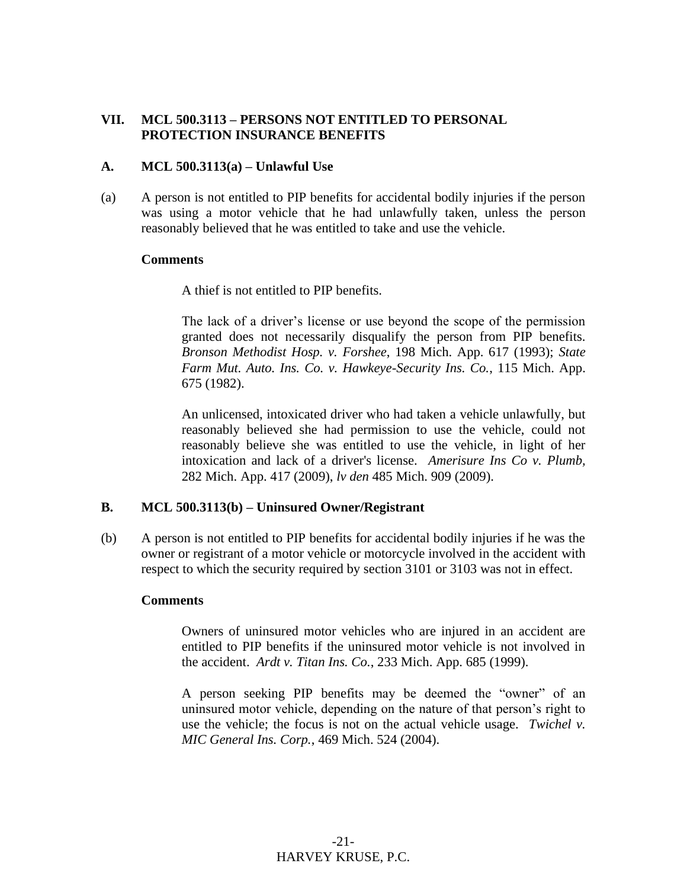## VII. MCL 500.3113 – PERSONS NOT ENTITLED TO PERSONAL PROTECTION INSURANCE BENEFITS

### A. MCL 500.3113(a) – Unlawful Use

(a) A person is not entitled to PIP benefits for accidental bodily injuries if the person was using a motor vehicle that he had unlawfully taken, unless the person reasonably believed that he was entitled to take and use the vehicle.

**Comments**

A thief is not entitled to PIP benefits.

The lack of a driver's license or use beyond the scope of the permission granted does not necessarily disqualify the person from PIP benefits. *Bronson Methodist Hosp. v. Forshee*, 198 Mich. App. 617 (1993); *State Farm Mut. Auto. Ins. Co. v. Hawkeye-Security Ins. Co.*, 115 Mich. App. 675 (1982).

An unlicensed, intoxicated driver who had taken a vehicle unlawfully, but reasonably believed she had permission to use the vehicle, could not reasonably believe she was entitled to use the vehicle, in light of her intoxication and lack of a driver's license. *Amerisure Ins Co v. Plumb,* 282 Mich. App. 417 (2009), *lv den* 485 Mich. 909 (2009).

### B. MCL 500.3113(b) – Uninsured Owner/Registrant

(b) A person is not entitled to PIP benefits for accidental bodily injuries if he was the owner or registrant of a motor vehicle or motorcycle involved in the accident with respect to which the security required by section 3101 or 3103 was not in effect.

**Comments**

Owners of uninsured motor vehicles who are injured in an accident are entitled to PIP benefits if the uninsured motor vehicle is not involved in the accident. *Ardt v. Titan Ins. Co.*, 233 Mich. App. 685 (1999).

A person seeking PIP benefits may be deemed the "owner" of an uninsured motor vehicle, depending on the nature of that person's right to use the vehicle; the focus is not on the actual vehicle usage. *Twichel v. MIC General Ins. Corp.*, 469 Mich. 524 (2004).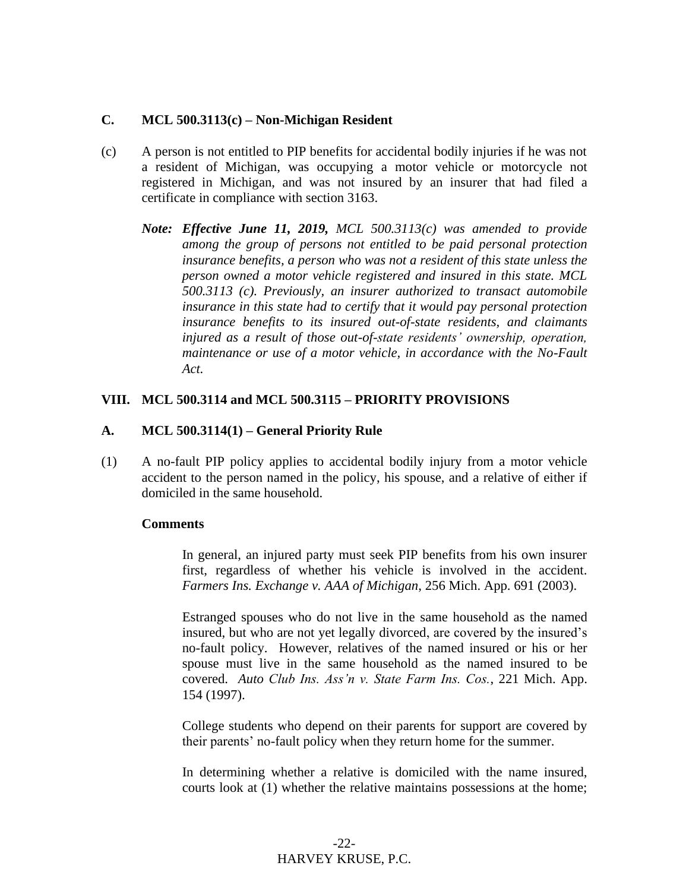### C. MCL 500.3113(c) – Non-Michigan Resident

(c) A person is not entitled to PIP benefits for accidental bodily injuries if he was not a resident of Michigan, was occupying a motor vehicle or motorcycle not registered in Michigan, and was not insured by an insurer that had filed a certificate in compliance with section 3163.

> ***Note: Effective June 11, 2019,** MCL 500.3113(c) was amended to provide among the group of persons not entitled to be paid personal protection insurance benefits, a person who was not a resident of this state unless the person owned a motor vehicle registered and insured in this state. MCL 500.3113 (c). Previously, an insurer authorized to transact automobile insurance in this state had to certify that it would pay personal protection insurance benefits to its insured out-of-state residents, and claimants injured as a result of those out-of-state residents' ownership, operation, maintenance or use of a motor vehicle, in accordance with the No-Fault Act.*

## VIII. MCL 500.3114 and MCL 500.3115 – PRIORITY PROVISIONS

### A. MCL 500.3114(1) – General Priority Rule

(1) A no-fault PIP policy applies to accidental bodily injury from a motor vehicle accident to the person named in the policy, his spouse, and a relative of either if domiciled in the same household.

**Comments**

In general, an injured party must seek PIP benefits from his own insurer first, regardless of whether his vehicle is involved in the accident. *Farmers Ins. Exchange v. AAA of Michigan*, 256 Mich. App. 691 (2003).

Estranged spouses who do not live in the same household as the named insured, but who are not yet legally divorced, are covered by the insured's no-fault policy. However, relatives of the named insured or his or her spouse must live in the same household as the named insured to be covered. *Auto Club Ins. Ass'n v. State Farm Ins. Cos.*, 221 Mich. App. 154 (1997).

College students who depend on their parents for support are covered by their parents' no-fault policy when they return home for the summer.

In determining whether a relative is domiciled with the name insured, courts look at (1) whether the relative maintains possessions at the home;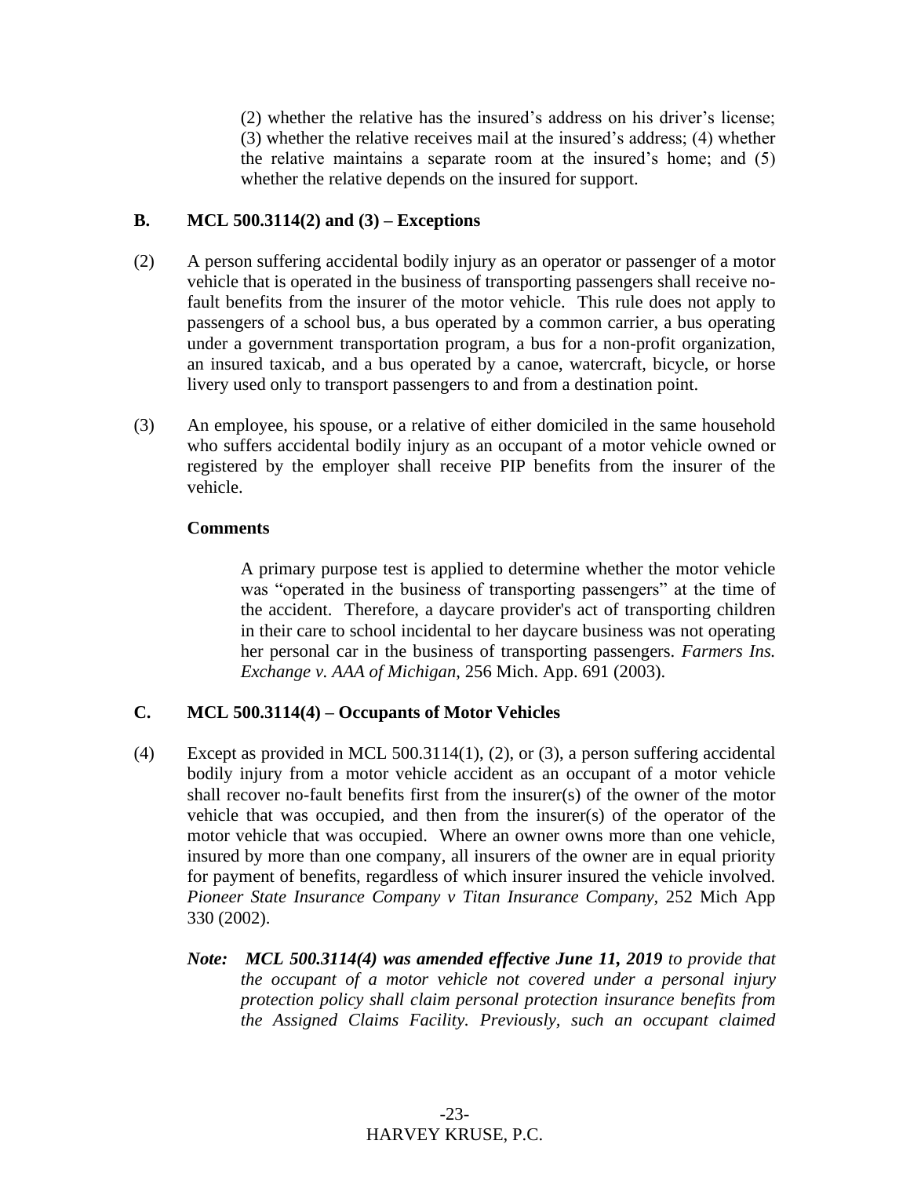(2) whether the relative has the insured's address on his driver's license; (3) whether the relative receives mail at the insured's address; (4) whether the relative maintains a separate room at the insured's home; and (5) whether the relative depends on the insured for support.

## B. MCL 500.3114(2) and (3) – Exceptions

(2) A person suffering accidental bodily injury as an operator or passenger of a motor vehicle that is operated in the business of transporting passengers shall receive no-fault benefits from the insurer of the motor vehicle. This rule does not apply to passengers of a school bus, a bus operated by a common carrier, a bus operating under a government transportation program, a bus for a non-profit organization, an insured taxicab, and a bus operated by a canoe, watercraft, bicycle, or horse livery used only to transport passengers to and from a destination point.

(3) An employee, his spouse, or a relative of either domiciled in the same household who suffers accidental bodily injury as an occupant of a motor vehicle owned or registered by the employer shall receive PIP benefits from the insurer of the vehicle.

**Comments**

A primary purpose test is applied to determine whether the motor vehicle was "operated in the business of transporting passengers" at the time of the accident. Therefore, a daycare provider's act of transporting children in their care to school incidental to her daycare business was not operating her personal car in the business of transporting passengers. *Farmers Ins. Exchange v. AAA of Michigan*, 256 Mich. App. 691 (2003).

## C. MCL 500.3114(4) – Occupants of Motor Vehicles

(4) Except as provided in MCL 500.3114(1), (2), or (3), a person suffering accidental bodily injury from a motor vehicle accident as an occupant of a motor vehicle shall recover no-fault benefits first from the insurer(s) of the owner of the motor vehicle that was occupied, and then from the insurer(s) of the operator of the motor vehicle that was occupied. Where an owner owns more than one vehicle, insured by more than one company, all insurers of the owner are in equal priority for payment of benefits, regardless of which insurer insured the vehicle involved. *Pioneer State Insurance Company v Titan Insurance Company*, 252 Mich App 330 (2002).

***Note:*** ***MCL 500.3114(4) was amended effective June 11, 2019*** *to provide that the occupant of a motor vehicle not covered under a personal injury protection policy shall claim personal protection insurance benefits from the Assigned Claims Facility. Previously, such an occupant claimed*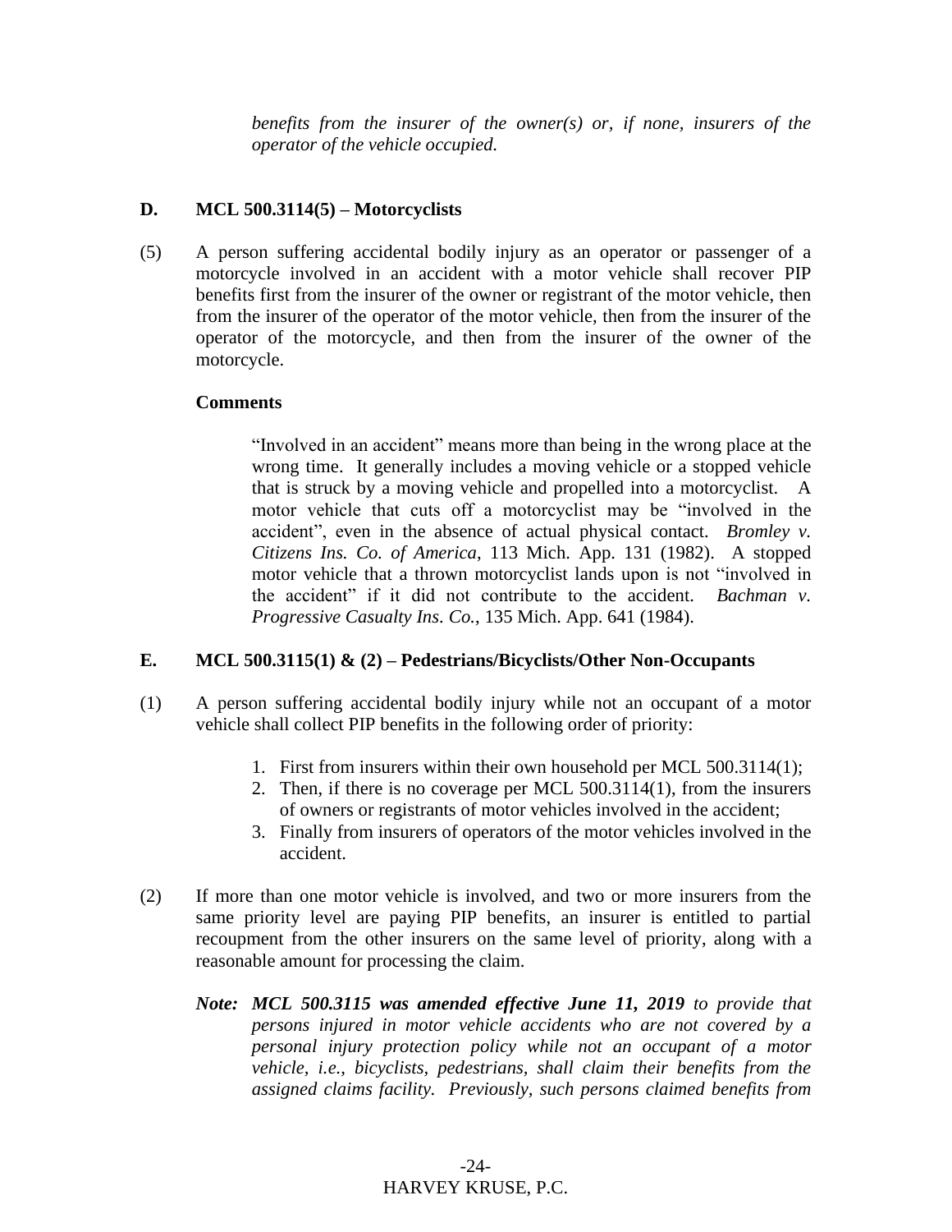*benefits from the insurer of the owner(s) or, if none, insurers of the operator of the vehicle occupied.*

### D. MCL 500.3114(5) – Motorcyclists

(5) A person suffering accidental bodily injury as an operator or passenger of a motorcycle involved in an accident with a motor vehicle shall recover PIP benefits first from the insurer of the owner or registrant of the motor vehicle, then from the insurer of the operator of the motor vehicle, then from the insurer of the operator of the motorcycle, and then from the insurer of the owner of the motorcycle.

**Comments**

"Involved in an accident" means more than being in the wrong place at the wrong time. It generally includes a moving vehicle or a stopped vehicle that is struck by a moving vehicle and propelled into a motorcyclist. A motor vehicle that cuts off a motorcyclist may be "involved in the accident", even in the absence of actual physical contact. *Bromley v. Citizens Ins. Co. of America*, 113 Mich. App. 131 (1982). A stopped motor vehicle that a thrown motorcyclist lands upon is not "involved in the accident" if it did not contribute to the accident. *Bachman v. Progressive Casualty Ins. Co.*, 135 Mich. App. 641 (1984).

### E. MCL 500.3115(1) & (2) – Pedestrians/Bicyclists/Other Non-Occupants

(1) A person suffering accidental bodily injury while not an occupant of a motor vehicle shall collect PIP benefits in the following order of priority:

1. First from insurers within their own household per MCL 500.3114(1);
2. Then, if there is no coverage per MCL 500.3114(1), from the insurers of owners or registrants of motor vehicles involved in the accident;
3. Finally from insurers of operators of the motor vehicles involved in the accident.

(2) If more than one motor vehicle is involved, and two or more insurers from the same priority level are paying PIP benefits, an insurer is entitled to partial recoupment from the other insurers on the same level of priority, along with a reasonable amount for processing the claim.

***Note: MCL 500.3115 was amended effective June 11, 2019** to provide that persons injured in motor vehicle accidents who are not covered by a personal injury protection policy while not an occupant of a motor vehicle, i.e., bicyclists, pedestrians, shall claim their benefits from the assigned claims facility. Previously, such persons claimed benefits from*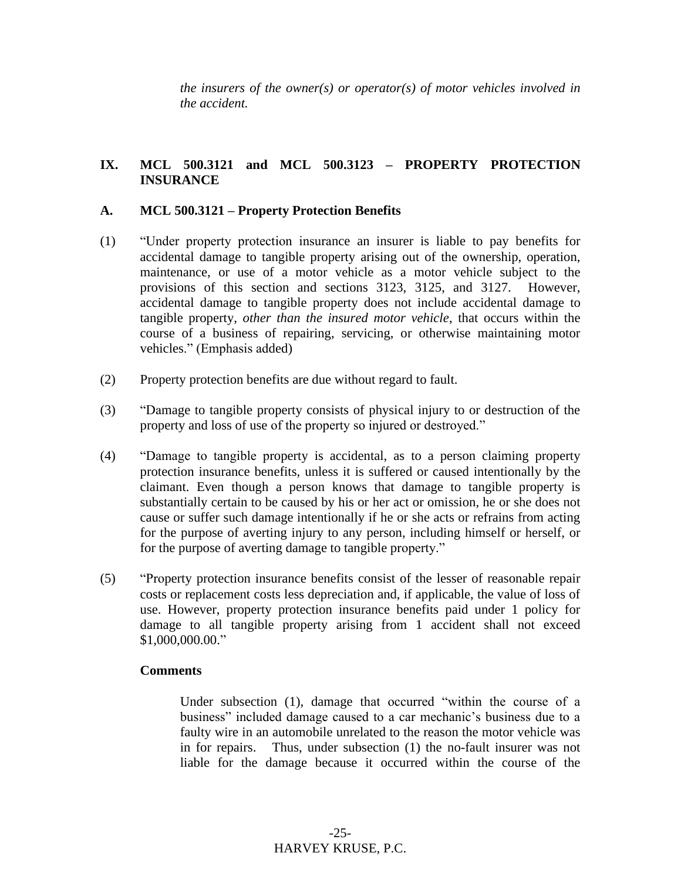*the insurers of the owner(s) or operator(s) of motor vehicles involved in the accident.*

## IX. MCL 500.3121 and MCL 500.3123 – PROPERTY PROTECTION INSURANCE

### A. MCL 500.3121 – Property Protection Benefits

(1) "Under property protection insurance an insurer is liable to pay benefits for accidental damage to tangible property arising out of the ownership, operation, maintenance, or use of a motor vehicle as a motor vehicle subject to the provisions of this section and sections 3123, 3125, and 3127. However, accidental damage to tangible property does not include accidental damage to tangible property, *other than the insured motor vehicle*, that occurs within the course of a business of repairing, servicing, or otherwise maintaining motor vehicles." (Emphasis added)

(2) Property protection benefits are due without regard to fault.

(3) "Damage to tangible property consists of physical injury to or destruction of the property and loss of use of the property so injured or destroyed."

(4) "Damage to tangible property is accidental, as to a person claiming property protection insurance benefits, unless it is suffered or caused intentionally by the claimant. Even though a person knows that damage to tangible property is substantially certain to be caused by his or her act or omission, he or she does not cause or suffer such damage intentionally if he or she acts or refrains from acting for the purpose of averting injury to any person, including himself or herself, or for the purpose of averting damage to tangible property."

(5) "Property protection insurance benefits consist of the lesser of reasonable repair costs or replacement costs less depreciation and, if applicable, the value of loss of use. However, property protection insurance benefits paid under 1 policy for damage to all tangible property arising from 1 accident shall not exceed $1,000,000.00."

**Comments**

Under subsection (1), damage that occurred "within the course of a business" included damage caused to a car mechanic's business due to a faulty wire in an automobile unrelated to the reason the motor vehicle was in for repairs. Thus, under subsection (1) the no-fault insurer was not liable for the damage because it occurred within the course of the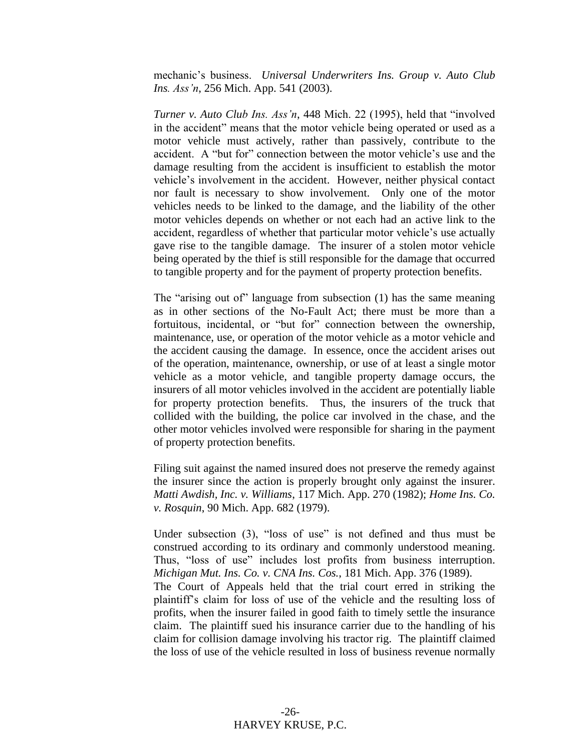mechanic's business. *Universal Underwriters Ins. Group v. Auto Club Ins. Ass'n*, 256 Mich. App. 541 (2003).

*Turner v. Auto Club Ins. Ass'n*, 448 Mich. 22 (1995), held that "involved in the accident" means that the motor vehicle being operated or used as a motor vehicle must actively, rather than passively, contribute to the accident. A "but for" connection between the motor vehicle's use and the damage resulting from the accident is insufficient to establish the motor vehicle's involvement in the accident. However, neither physical contact nor fault is necessary to show involvement. Only one of the motor vehicles needs to be linked to the damage, and the liability of the other motor vehicles depends on whether or not each had an active link to the accident, regardless of whether that particular motor vehicle's use actually gave rise to the tangible damage. The insurer of a stolen motor vehicle being operated by the thief is still responsible for the damage that occurred to tangible property and for the payment of property protection benefits.

The "arising out of" language from subsection (1) has the same meaning as in other sections of the No-Fault Act; there must be more than a fortuitous, incidental, or "but for" connection between the ownership, maintenance, use, or operation of the motor vehicle as a motor vehicle and the accident causing the damage. In essence, once the accident arises out of the operation, maintenance, ownership, or use of at least a single motor vehicle as a motor vehicle, and tangible property damage occurs, the insurers of all motor vehicles involved in the accident are potentially liable for property protection benefits. Thus, the insurers of the truck that collided with the building, the police car involved in the chase, and the other motor vehicles involved were responsible for sharing in the payment of property protection benefits.

Filing suit against the named insured does not preserve the remedy against the insurer since the action is properly brought only against the insurer. *Matti Awdish, Inc. v. Williams*, 117 Mich. App. 270 (1982); *Home Ins. Co. v. Rosquin*, 90 Mich. App. 682 (1979).

Under subsection (3), "loss of use" is not defined and thus must be construed according to its ordinary and commonly understood meaning. Thus, "loss of use" includes lost profits from business interruption. *Michigan Mut. Ins. Co. v. CNA Ins. Cos.*, 181 Mich. App. 376 (1989).

The Court of Appeals held that the trial court erred in striking the plaintiff's claim for loss of use of the vehicle and the resulting loss of profits, when the insurer failed in good faith to timely settle the insurance claim. The plaintiff sued his insurance carrier due to the handling of his claim for collision damage involving his tractor rig. The plaintiff claimed the loss of use of the vehicle resulted in loss of business revenue normally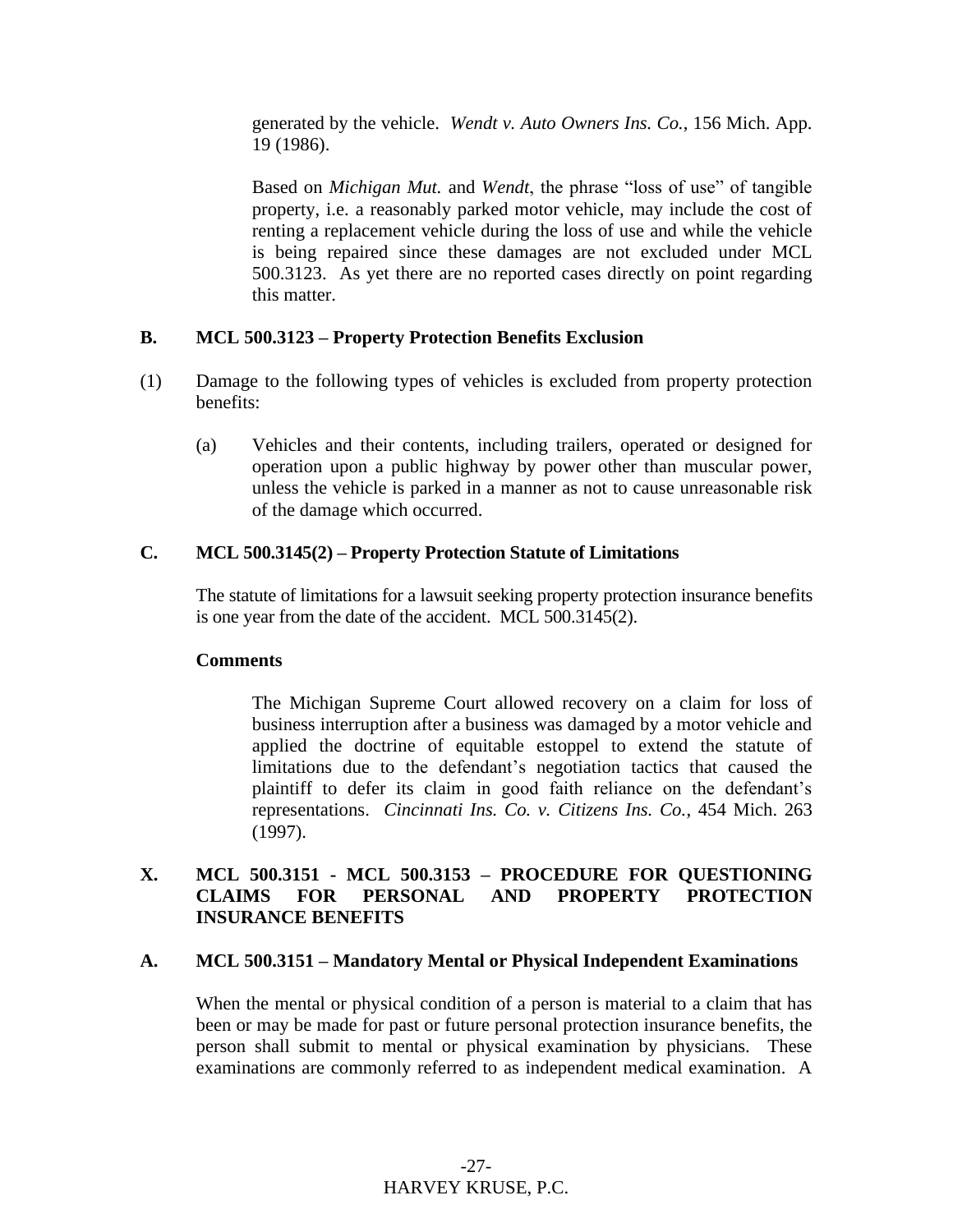generated by the vehicle. *Wendt v. Auto Owners Ins. Co.*, 156 Mich. App. 19 (1986).

Based on *Michigan Mut.* and *Wendt*, the phrase "loss of use" of tangible property, i.e. a reasonably parked motor vehicle, may include the cost of renting a replacement vehicle during the loss of use and while the vehicle is being repaired since these damages are not excluded under MCL 500.3123. As yet there are no reported cases directly on point regarding this matter.

### B. MCL 500.3123 – Property Protection Benefits Exclusion

(1) Damage to the following types of vehicles is excluded from property protection benefits:

  (a) Vehicles and their contents, including trailers, operated or designed for operation upon a public highway by power other than muscular power, unless the vehicle is parked in a manner as not to cause unreasonable risk of the damage which occurred.

### C. MCL 500.3145(2) – Property Protection Statute of Limitations

The statute of limitations for a lawsuit seeking property protection insurance benefits is one year from the date of the accident. MCL 500.3145(2).

**Comments**

The Michigan Supreme Court allowed recovery on a claim for loss of business interruption after a business was damaged by a motor vehicle and applied the doctrine of equitable estoppel to extend the statute of limitations due to the defendant's negotiation tactics that caused the plaintiff to defer its claim in good faith reliance on the defendant's representations. *Cincinnati Ins. Co. v. Citizens Ins. Co.*, 454 Mich. 263 (1997).

## X. MCL 500.3151 - MCL 500.3153 – PROCEDURE FOR QUESTIONING CLAIMS FOR PERSONAL AND PROPERTY PROTECTION INSURANCE BENEFITS

### A. MCL 500.3151 – Mandatory Mental or Physical Independent Examinations

When the mental or physical condition of a person is material to a claim that has been or may be made for past or future personal protection insurance benefits, the person shall submit to mental or physical examination by physicians. These examinations are commonly referred to as independent medical examination. A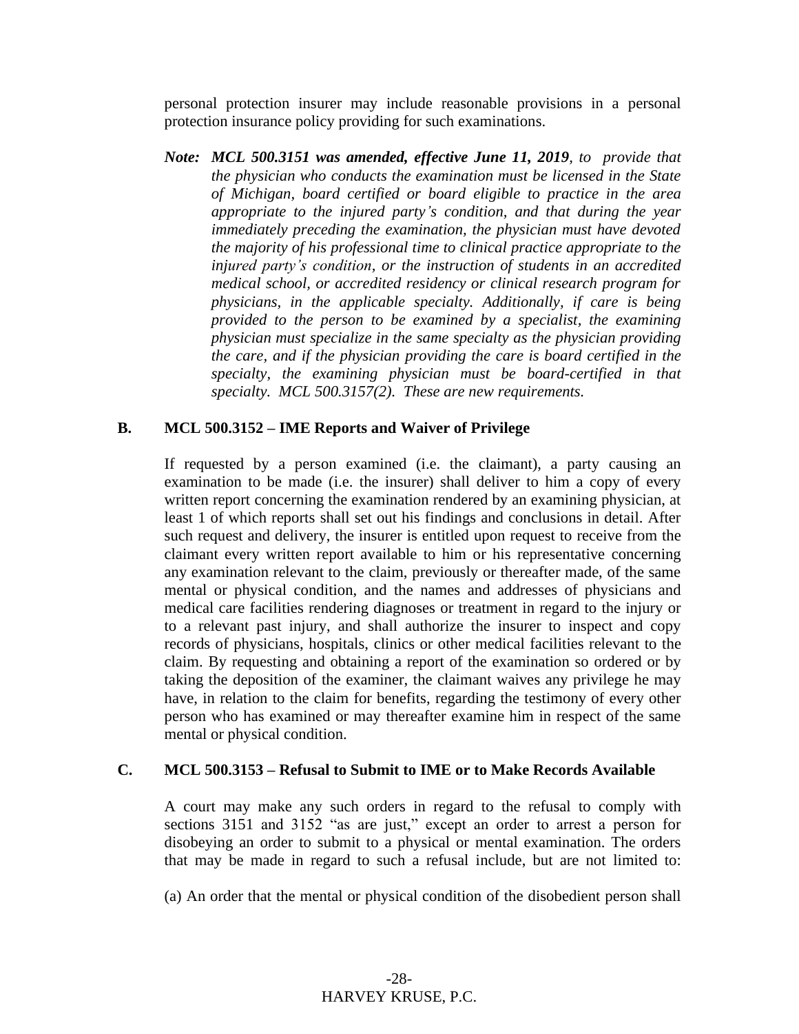personal protection insurer may include reasonable provisions in a personal protection insurance policy providing for such examinations.

*Note:* ***MCL 500.3151 was amended, effective June 11, 2019****, to provide that the physician who conducts the examination must be licensed in the State of Michigan, board certified or board eligible to practice in the area appropriate to the injured party's condition, and that during the year immediately preceding the examination, the physician must have devoted the majority of his professional time to clinical practice appropriate to the injured party's condition, or the instruction of students in an accredited medical school, or accredited residency or clinical research program for physicians, in the applicable specialty. Additionally, if care is being provided to the person to be examined by a specialist, the examining physician must specialize in the same specialty as the physician providing the care, and if the physician providing the care is board certified in the specialty, the examining physician must be board-certified in that specialty. MCL 500.3157(2). These are new requirements.*

## B. MCL 500.3152 – IME Reports and Waiver of Privilege

If requested by a person examined (i.e. the claimant), a party causing an examination to be made (i.e. the insurer) shall deliver to him a copy of every written report concerning the examination rendered by an examining physician, at least 1 of which reports shall set out his findings and conclusions in detail. After such request and delivery, the insurer is entitled upon request to receive from the claimant every written report available to him or his representative concerning any examination relevant to the claim, previously or thereafter made, of the same mental or physical condition, and the names and addresses of physicians and medical care facilities rendering diagnoses or treatment in regard to the injury or to a relevant past injury, and shall authorize the insurer to inspect and copy records of physicians, hospitals, clinics or other medical facilities relevant to the claim. By requesting and obtaining a report of the examination so ordered or by taking the deposition of the examiner, the claimant waives any privilege he may have, in relation to the claim for benefits, regarding the testimony of every other person who has examined or may thereafter examine him in respect of the same mental or physical condition.

## C. MCL 500.3153 – Refusal to Submit to IME or to Make Records Available

A court may make any such orders in regard to the refusal to comply with sections 3151 and 3152 "as are just," except an order to arrest a person for disobeying an order to submit to a physical or mental examination. The orders that may be made in regard to such a refusal include, but are not limited to:

(a) An order that the mental or physical condition of the disobedient person shall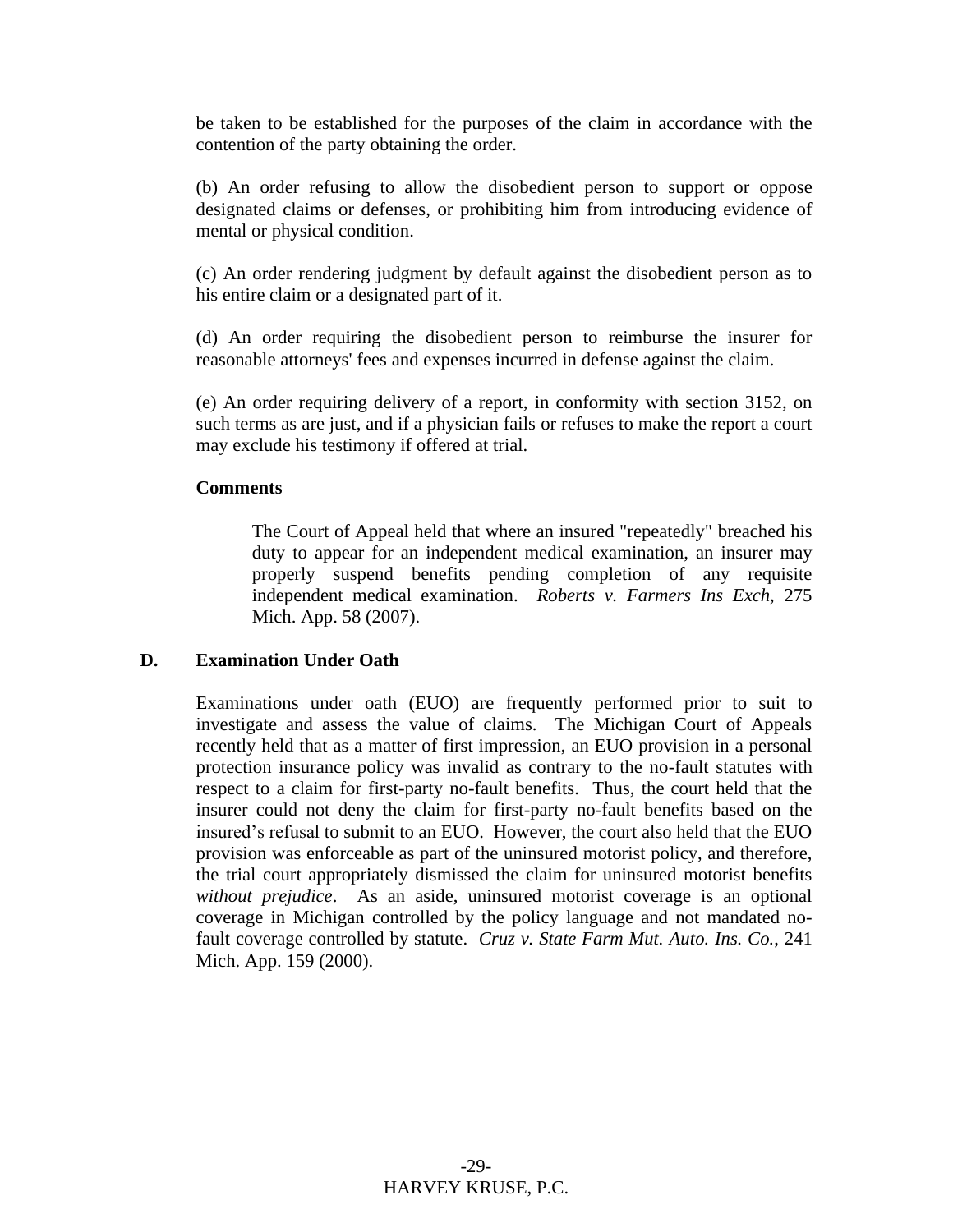be taken to be established for the purposes of the claim in accordance with the contention of the party obtaining the order.

(b) An order refusing to allow the disobedient person to support or oppose designated claims or defenses, or prohibiting him from introducing evidence of mental or physical condition.

(c) An order rendering judgment by default against the disobedient person as to his entire claim or a designated part of it.

(d) An order requiring the disobedient person to reimburse the insurer for reasonable attorneys' fees and expenses incurred in defense against the claim.

(e) An order requiring delivery of a report, in conformity with section 3152, on such terms as are just, and if a physician fails or refuses to make the report a court may exclude his testimony if offered at trial.

**Comments**

> The Court of Appeal held that where an insured "repeatedly" breached his duty to appear for an independent medical examination, an insurer may properly suspend benefits pending completion of any requisite independent medical examination. *Roberts v. Farmers Ins Exch,* 275 Mich. App. 58 (2007).

### D. Examination Under Oath

Examinations under oath (EUO) are frequently performed prior to suit to investigate and assess the value of claims. The Michigan Court of Appeals recently held that as a matter of first impression, an EUO provision in a personal protection insurance policy was invalid as contrary to the no-fault statutes with respect to a claim for first-party no-fault benefits. Thus, the court held that the insurer could not deny the claim for first-party no-fault benefits based on the insured's refusal to submit to an EUO. However, the court also held that the EUO provision was enforceable as part of the uninsured motorist policy, and therefore, the trial court appropriately dismissed the claim for uninsured motorist benefits *without prejudice*. As an aside, uninsured motorist coverage is an optional coverage in Michigan controlled by the policy language and not mandated no-fault coverage controlled by statute. *Cruz v. State Farm Mut. Auto. Ins. Co.*, 241 Mich. App. 159 (2000).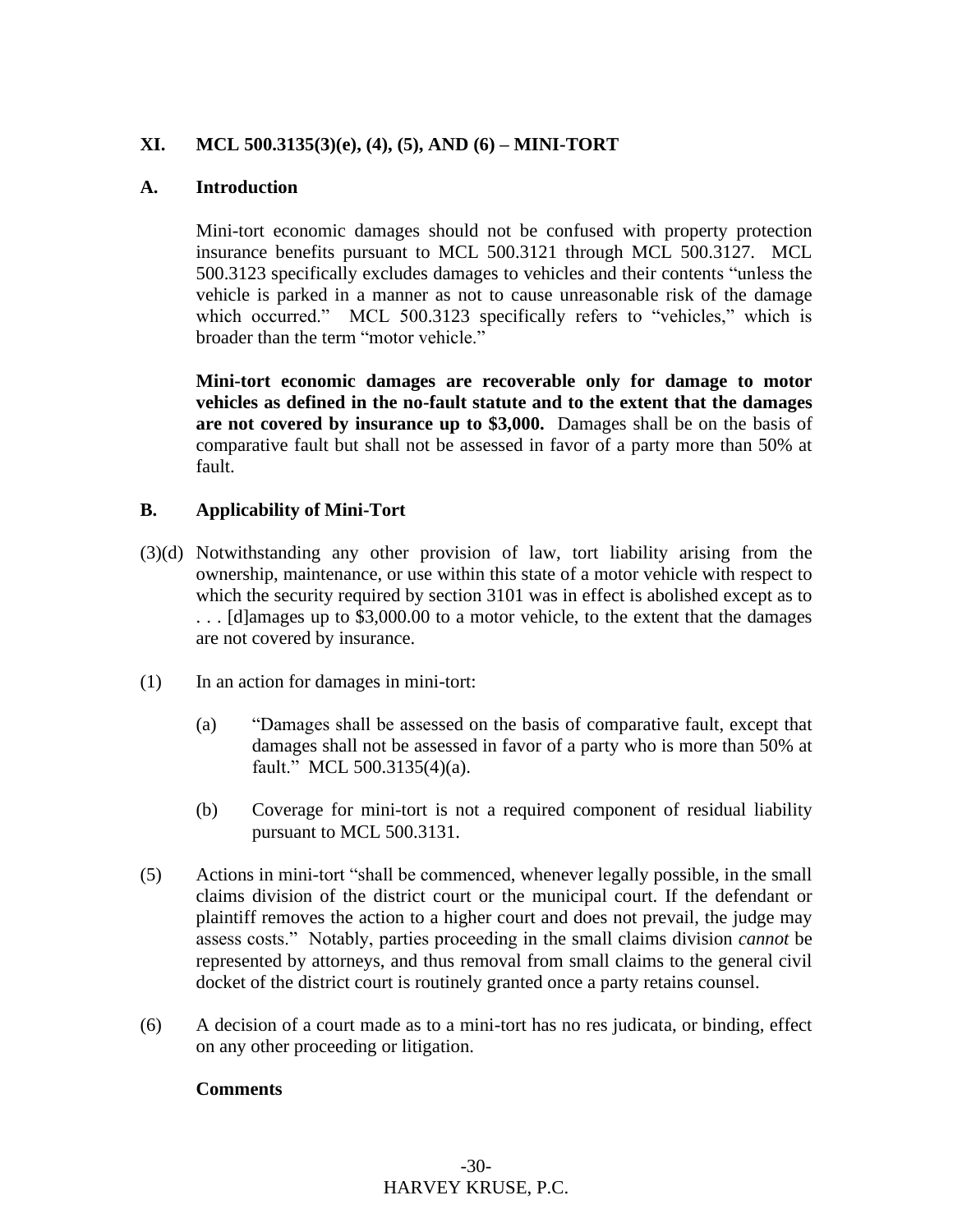## XI. MCL 500.3135(3)(e), (4), (5), AND (6) – MINI-TORT

### A. Introduction

Mini-tort economic damages should not be confused with property protection insurance benefits pursuant to MCL 500.3121 through MCL 500.3127. MCL 500.3123 specifically excludes damages to vehicles and their contents "unless the vehicle is parked in a manner as not to cause unreasonable risk of the damage which occurred." MCL 500.3123 specifically refers to "vehicles," which is broader than the term "motor vehicle."

**Mini-tort economic damages are recoverable only for damage to motor vehicles as defined in the no-fault statute and to the extent that the damages are not covered by insurance up to \$3,000.** Damages shall be on the basis of comparative fault but shall not be assessed in favor of a party more than 50% at fault.

### B. Applicability of Mini-Tort

(3)(d) Notwithstanding any other provision of law, tort liability arising from the ownership, maintenance, or use within this state of a motor vehicle with respect to which the security required by section 3101 was in effect is abolished except as to . . . [d]amages up to \$3,000.00 to a motor vehicle, to the extent that the damages are not covered by insurance.

(1) In an action for damages in mini-tort:

(a) "Damages shall be assessed on the basis of comparative fault, except that damages shall not be assessed in favor of a party who is more than 50% at fault." MCL 500.3135(4)(a).

(b) Coverage for mini-tort is not a required component of residual liability pursuant to MCL 500.3131.

(5) Actions in mini-tort "shall be commenced, whenever legally possible, in the small claims division of the district court or the municipal court. If the defendant or plaintiff removes the action to a higher court and does not prevail, the judge may assess costs." Notably, parties proceeding in the small claims division *cannot* be represented by attorneys, and thus removal from small claims to the general civil docket of the district court is routinely granted once a party retains counsel.

(6) A decision of a court made as to a mini-tort has no res judicata, or binding, effect on any other proceeding or litigation.

**Comments**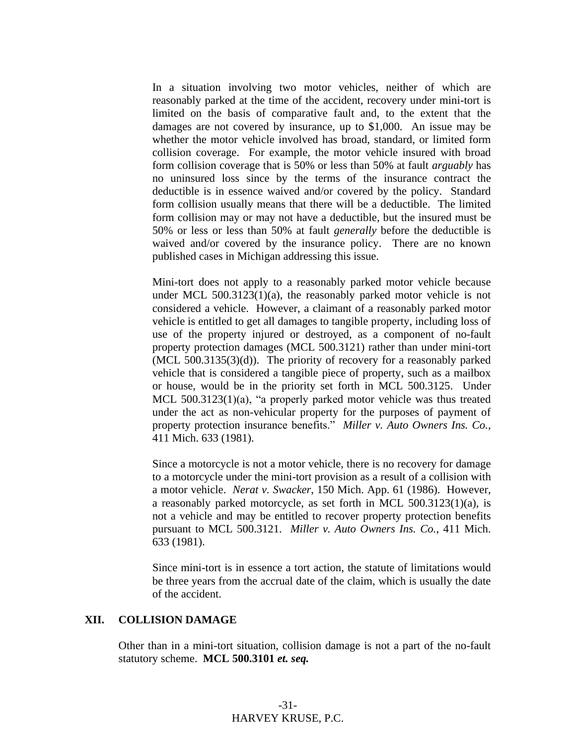In a situation involving two motor vehicles, neither of which are reasonably parked at the time of the accident, recovery under mini-tort is limited on the basis of comparative fault and, to the extent that the damages are not covered by insurance, up to $1,000. An issue may be whether the motor vehicle involved has broad, standard, or limited form collision coverage. For example, the motor vehicle insured with broad form collision coverage that is 50% or less than 50% at fault *arguably* has no uninsured loss since by the terms of the insurance contract the deductible is in essence waived and/or covered by the policy. Standard form collision usually means that there will be a deductible. The limited form collision may or may not have a deductible, but the insured must be 50% or less or less than 50% at fault *generally* before the deductible is waived and/or covered by the insurance policy. There are no known published cases in Michigan addressing this issue.

Mini-tort does not apply to a reasonably parked motor vehicle because under MCL 500.3123(1)(a), the reasonably parked motor vehicle is not considered a vehicle. However, a claimant of a reasonably parked motor vehicle is entitled to get all damages to tangible property, including loss of use of the property injured or destroyed, as a component of no-fault property protection damages (MCL 500.3121) rather than under mini-tort (MCL 500.3135(3)(d)). The priority of recovery for a reasonably parked vehicle that is considered a tangible piece of property, such as a mailbox or house, would be in the priority set forth in MCL 500.3125. Under MCL 500.3123(1)(a), "a properly parked motor vehicle was thus treated under the act as non-vehicular property for the purposes of payment of property protection insurance benefits." *Miller v. Auto Owners Ins. Co.*, 411 Mich. 633 (1981).

Since a motorcycle is not a motor vehicle, there is no recovery for damage to a motorcycle under the mini-tort provision as a result of a collision with a motor vehicle. *Nerat v. Swacker*, 150 Mich. App. 61 (1986). However, a reasonably parked motorcycle, as set forth in MCL 500.3123(1)(a), is not a vehicle and may be entitled to recover property protection benefits pursuant to MCL 500.3121. *Miller v. Auto Owners Ins. Co.*, 411 Mich. 633 (1981).

Since mini-tort is in essence a tort action, the statute of limitations would be three years from the accrual date of the claim, which is usually the date of the accident.

## XII. COLLISION DAMAGE

Other than in a mini-tort situation, collision damage is not a part of the no-fault statutory scheme. **MCL 500.3101 *et. seq.***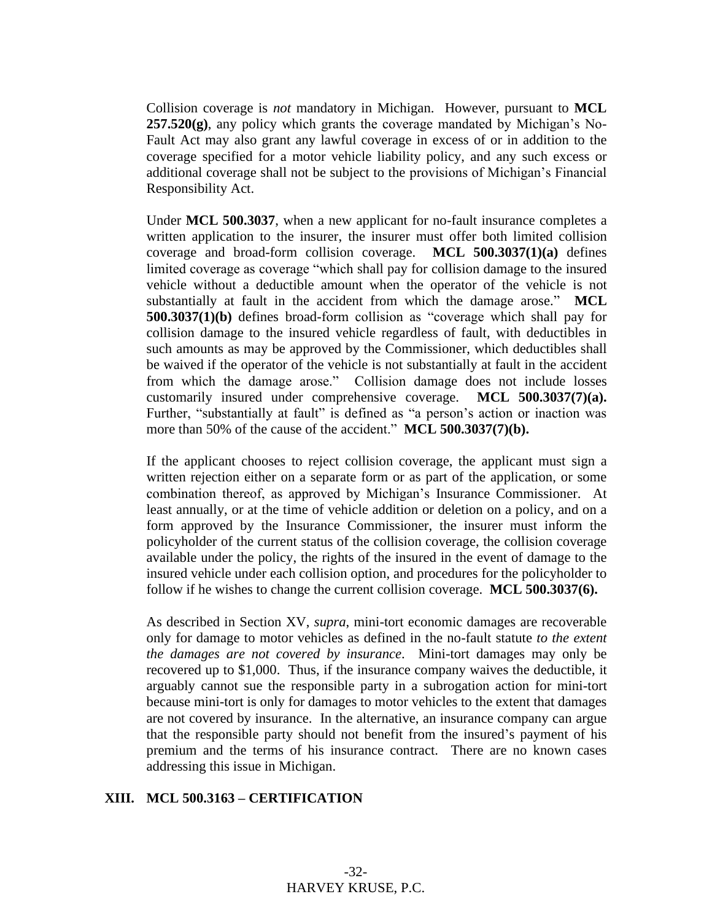Collision coverage is *not* mandatory in Michigan. However, pursuant to **MCL 257.520(g)**, any policy which grants the coverage mandated by Michigan's No-Fault Act may also grant any lawful coverage in excess of or in addition to the coverage specified for a motor vehicle liability policy, and any such excess or additional coverage shall not be subject to the provisions of Michigan's Financial Responsibility Act.

Under **MCL 500.3037**, when a new applicant for no-fault insurance completes a written application to the insurer, the insurer must offer both limited collision coverage and broad-form collision coverage. **MCL 500.3037(1)(a)** defines limited coverage as coverage "which shall pay for collision damage to the insured vehicle without a deductible amount when the operator of the vehicle is not substantially at fault in the accident from which the damage arose." **MCL 500.3037(1)(b)** defines broad-form collision as "coverage which shall pay for collision damage to the insured vehicle regardless of fault, with deductibles in such amounts as may be approved by the Commissioner, which deductibles shall be waived if the operator of the vehicle is not substantially at fault in the accident from which the damage arose." Collision damage does not include losses customarily insured under comprehensive coverage. **MCL 500.3037(7)(a).** Further, "substantially at fault" is defined as "a person's action or inaction was more than 50% of the cause of the accident." **MCL 500.3037(7)(b).**

If the applicant chooses to reject collision coverage, the applicant must sign a written rejection either on a separate form or as part of the application, or some combination thereof, as approved by Michigan's Insurance Commissioner. At least annually, or at the time of vehicle addition or deletion on a policy, and on a form approved by the Insurance Commissioner, the insurer must inform the policyholder of the current status of the collision coverage, the collision coverage available under the policy, the rights of the insured in the event of damage to the insured vehicle under each collision option, and procedures for the policyholder to follow if he wishes to change the current collision coverage. **MCL 500.3037(6).**

As described in Section XV, *supra*, mini-tort economic damages are recoverable only for damage to motor vehicles as defined in the no-fault statute *to the extent the damages are not covered by insurance*. Mini-tort damages may only be recovered up to $1,000. Thus, if the insurance company waives the deductible, it arguably cannot sue the responsible party in a subrogation action for mini-tort because mini-tort is only for damages to motor vehicles to the extent that damages are not covered by insurance. In the alternative, an insurance company can argue that the responsible party should not benefit from the insured's payment of his premium and the terms of his insurance contract. There are no known cases addressing this issue in Michigan.

## XIII. MCL 500.3163 – CERTIFICATION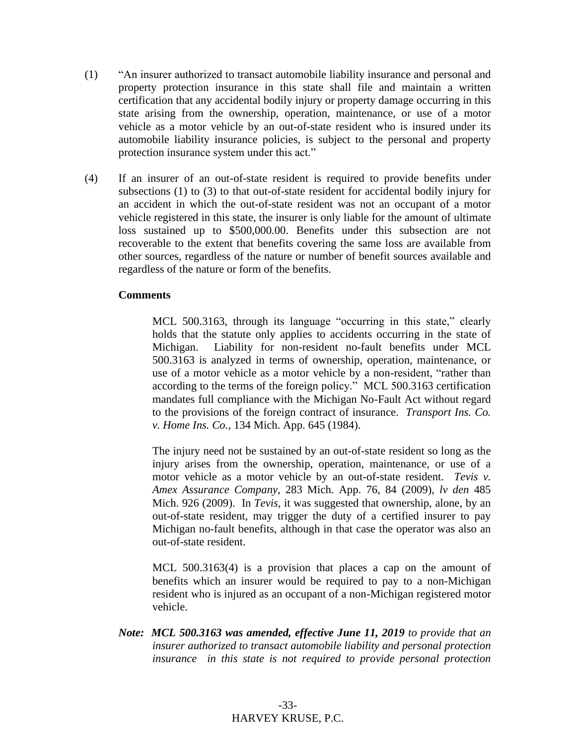(1) "An insurer authorized to transact automobile liability insurance and personal and property protection insurance in this state shall file and maintain a written certification that any accidental bodily injury or property damage occurring in this state arising from the ownership, operation, maintenance, or use of a motor vehicle as a motor vehicle by an out-of-state resident who is insured under its automobile liability insurance policies, is subject to the personal and property protection insurance system under this act."

(4) If an insurer of an out-of-state resident is required to provide benefits under subsections (1) to (3) to that out-of-state resident for accidental bodily injury for an accident in which the out-of-state resident was not an occupant of a motor vehicle registered in this state, the insurer is only liable for the amount of ultimate loss sustained up to $500,000.00. Benefits under this subsection are not recoverable to the extent that benefits covering the same loss are available from other sources, regardless of the nature or number of benefit sources available and regardless of the nature or form of the benefits.

**Comments**

MCL 500.3163, through its language "occurring in this state," clearly holds that the statute only applies to accidents occurring in the state of Michigan. Liability for non-resident no-fault benefits under MCL 500.3163 is analyzed in terms of ownership, operation, maintenance, or use of a motor vehicle as a motor vehicle by a non-resident, "rather than according to the terms of the foreign policy." MCL 500.3163 certification mandates full compliance with the Michigan No-Fault Act without regard to the provisions of the foreign contract of insurance. *Transport Ins. Co. v. Home Ins. Co.*, 134 Mich. App. 645 (1984).

The injury need not be sustained by an out-of-state resident so long as the injury arises from the ownership, operation, maintenance, or use of a motor vehicle as a motor vehicle by an out-of-state resident. *Tevis v. Amex Assurance Company*, 283 Mich. App. 76, 84 (2009), *lv den* 485 Mich. 926 (2009). In *Tevis*, it was suggested that ownership, alone, by an out-of-state resident, may trigger the duty of a certified insurer to pay Michigan no-fault benefits, although in that case the operator was also an out-of-state resident.

MCL 500.3163(4) is a provision that places a cap on the amount of benefits which an insurer would be required to pay to a non-Michigan resident who is injured as an occupant of a non-Michigan registered motor vehicle.

***Note: MCL 500.3163 was amended, effective June 11, 2019*** *to provide that an insurer authorized to transact automobile liability and personal protection insurance in this state is not required to provide personal protection*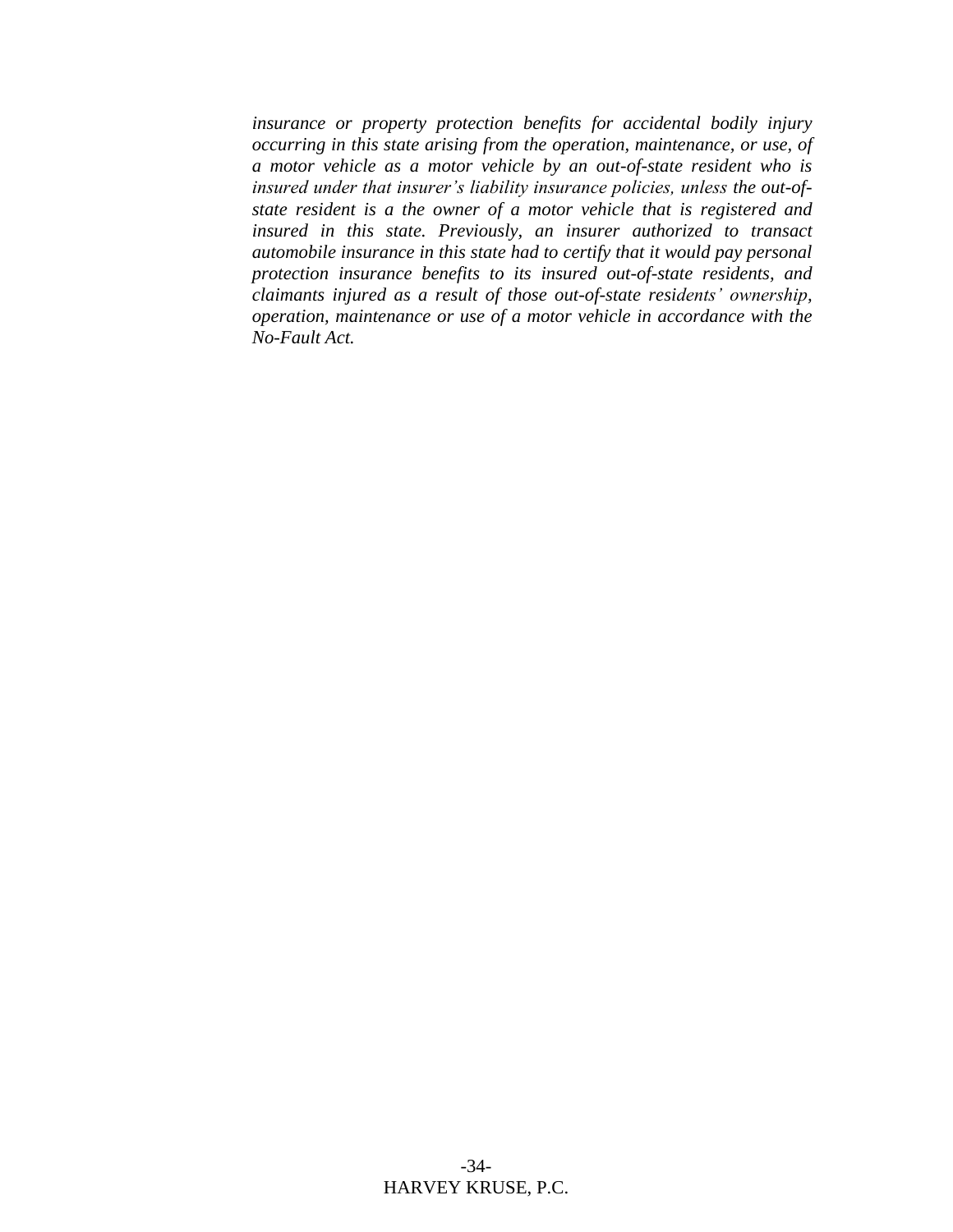*insurance or property protection benefits for accidental bodily injury occurring in this state arising from the operation, maintenance, or use, of a motor vehicle as a motor vehicle by an out-of-state resident who is insured under that insurer's liability insurance policies, unless the out-of-state resident is a the owner of a motor vehicle that is registered and insured in this state. Previously, an insurer authorized to transact automobile insurance in this state had to certify that it would pay personal protection insurance benefits to its insured out-of-state residents, and claimants injured as a result of those out-of-state residents' ownership, operation, maintenance or use of a motor vehicle in accordance with the No-Fault Act.*